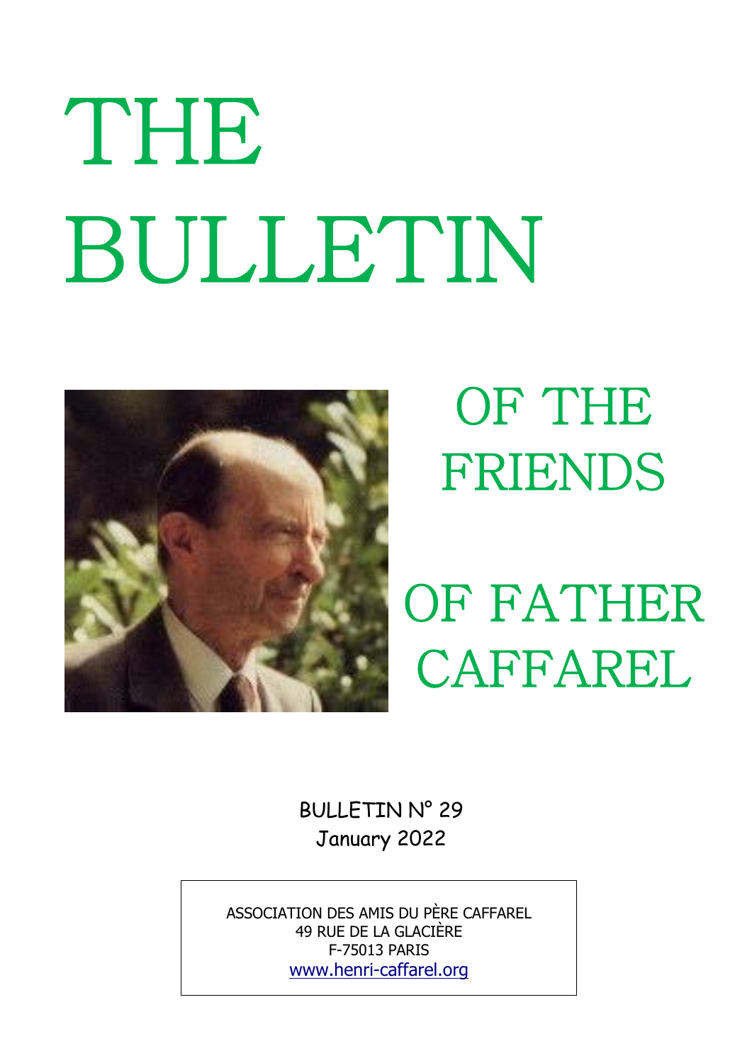# THE BULLETIN

# OF THE FRIENDS OF FATHER CAFFAREL

BULLETIN N° 29
January 2022

ASSOCIATION DES AMIS DU PÈRE CAFFAREL
49 RUE DE LA GLACIÈRE
F-75013 PARIS
www.henri-caffarel.org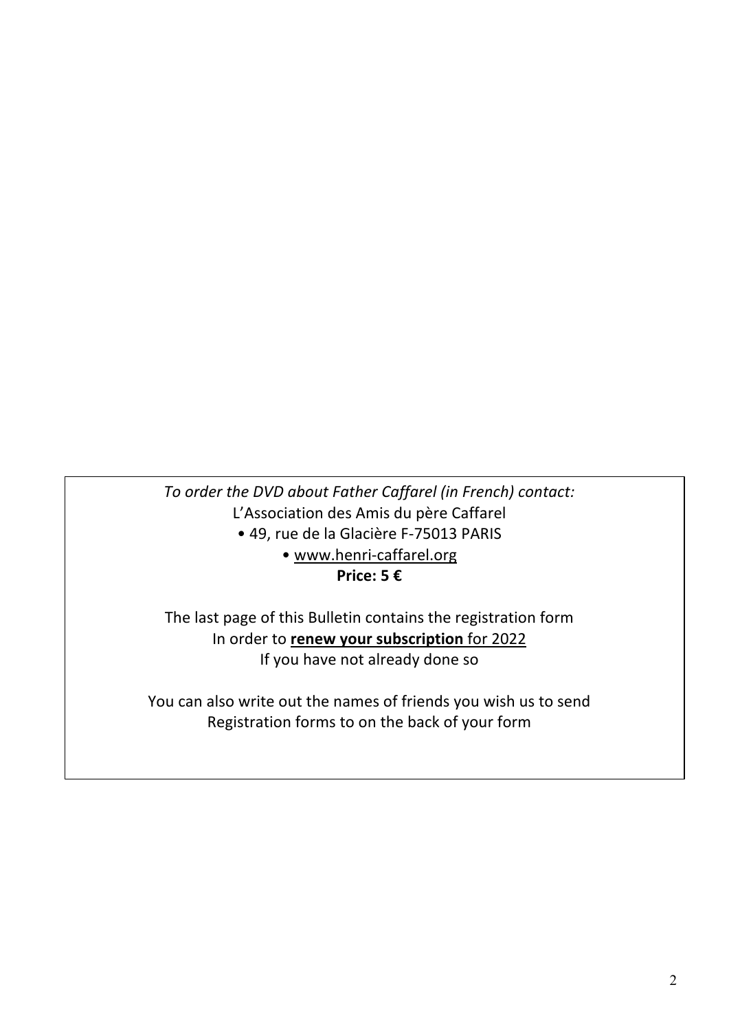*To order the DVD about Father Caffarel (in French) contact:*
L'Association des Amis du père Caffarel
• 49, rue de la Glacière F-75013 PARIS
• www.henri-caffarel.org
**Price: 5 €**

The last page of this Bulletin contains the registration form
In order to **renew your subscription** for 2022
If you have not already done so

You can also write out the names of friends you wish us to send
Registration forms to on the back of your form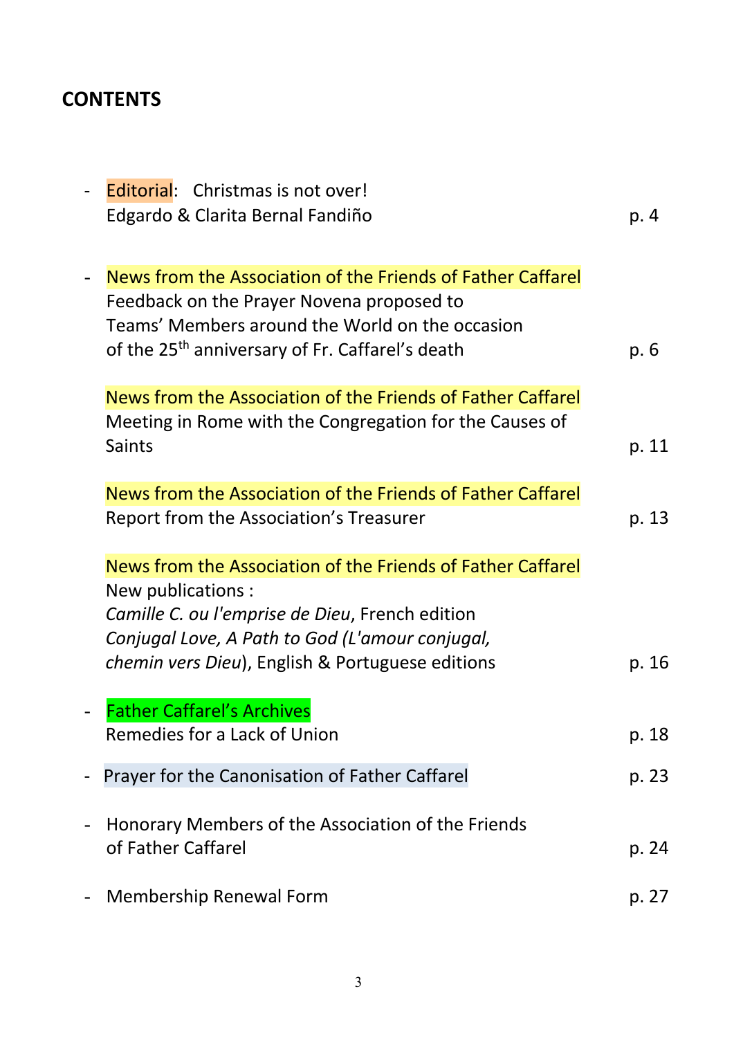## CONTENTS

- Editorial: Christmas is not over!
  Edgardo & Clarita Bernal Fandiño — p. 4

- News from the Association of the Friends of Father Caffarel
  Feedback on the Prayer Novena proposed to Teams' Members around the World on the occasion of the 25th anniversary of Fr. Caffarel's death — p. 6

  News from the Association of the Friends of Father Caffarel
  Meeting in Rome with the Congregation for the Causes of Saints — p. 11

  News from the Association of the Friends of Father Caffarel
  Report from the Association's Treasurer — p. 13

  News from the Association of the Friends of Father Caffarel
  New publications :
  *Camille C. ou l'emprise de Dieu*, French edition
  *Conjugal Love, A Path to God (L'amour conjugal, chemin vers Dieu*), English & Portuguese editions — p. 16

- Father Caffarel's Archives
  Remedies for a Lack of Union — p. 18

- Prayer for the Canonisation of Father Caffarel — p. 23

- Honorary Members of the Association of the Friends of Father Caffarel — p. 24

- Membership Renewal Form — p. 27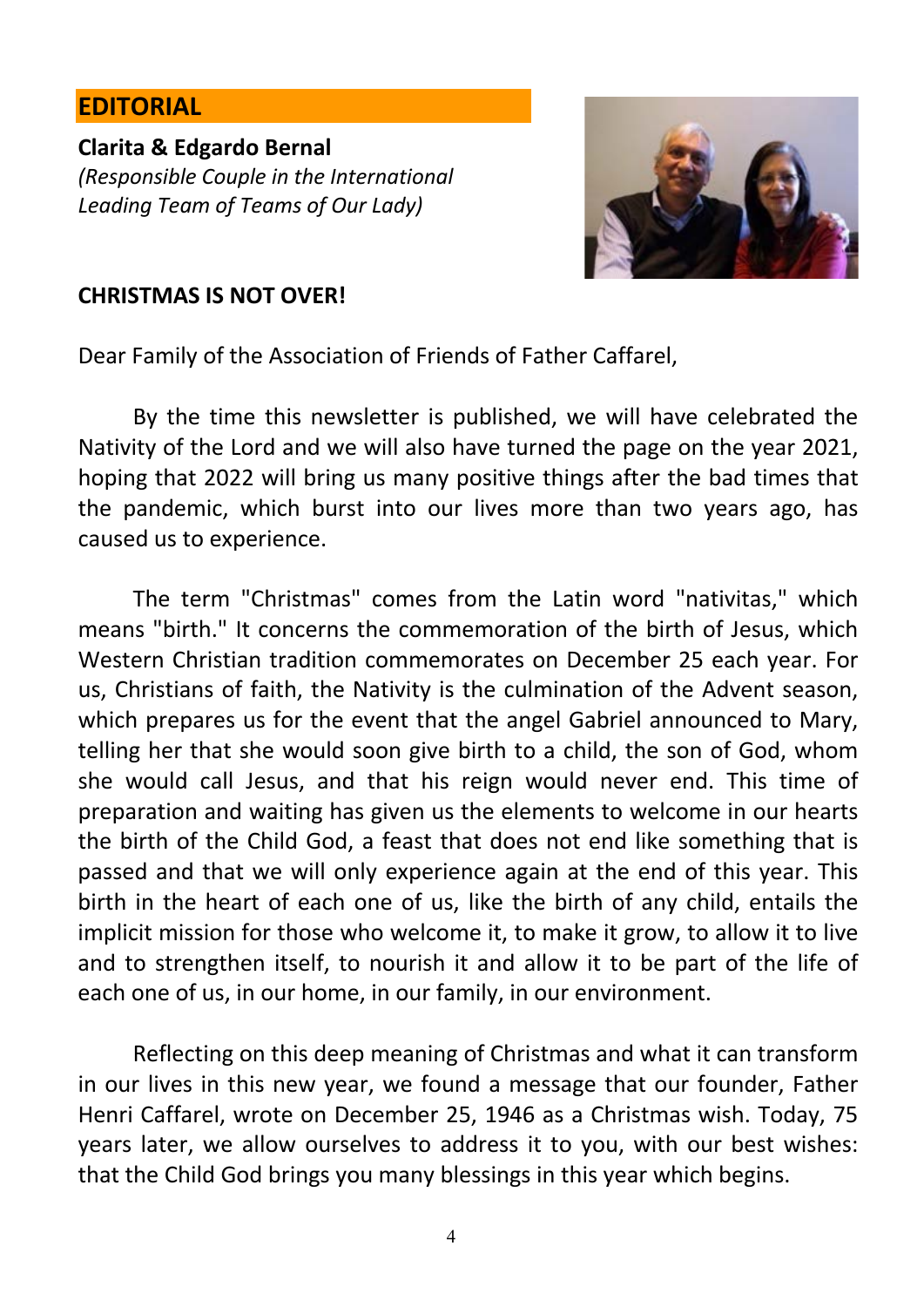## EDITORIAL

**Clarita & Edgardo Bernal**
*(Responsible Couple in the International Leading Team of Teams of Our Lady)*

**CHRISTMAS IS NOT OVER!**

Dear Family of the Association of Friends of Father Caffarel,

By the time this newsletter is published, we will have celebrated the Nativity of the Lord and we will also have turned the page on the year 2021, hoping that 2022 will bring us many positive things after the bad times that the pandemic, which burst into our lives more than two years ago, has caused us to experience.

The term "Christmas" comes from the Latin word "nativitas," which means "birth." It concerns the commemoration of the birth of Jesus, which Western Christian tradition commemorates on December 25 each year. For us, Christians of faith, the Nativity is the culmination of the Advent season, which prepares us for the event that the angel Gabriel announced to Mary, telling her that she would soon give birth to a child, the son of God, whom she would call Jesus, and that his reign would never end. This time of preparation and waiting has given us the elements to welcome in our hearts the birth of the Child God, a feast that does not end like something that is passed and that we will only experience again at the end of this year. This birth in the heart of each one of us, like the birth of any child, entails the implicit mission for those who welcome it, to make it grow, to allow it to live and to strengthen itself, to nourish it and allow it to be part of the life of each one of us, in our home, in our family, in our environment.

Reflecting on this deep meaning of Christmas and what it can transform in our lives in this new year, we found a message that our founder, Father Henri Caffarel, wrote on December 25, 1946 as a Christmas wish. Today, 75 years later, we allow ourselves to address it to you, with our best wishes: that the Child God brings you many blessings in this year which begins.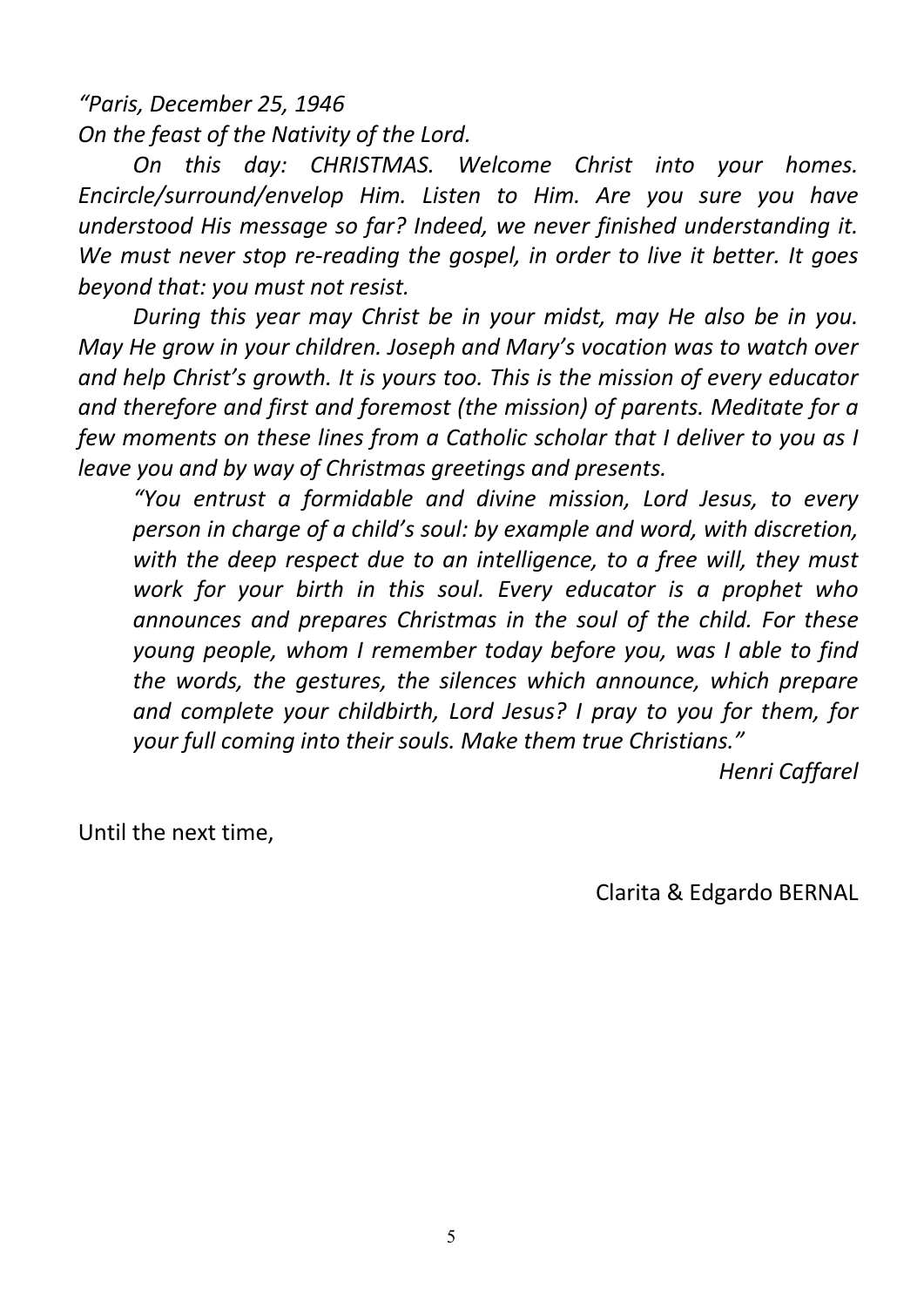*"Paris, December 25, 1946*
*On the feast of the Nativity of the Lord.*

*On this day: CHRISTMAS. Welcome Christ into your homes. Encircle/surround/envelop Him. Listen to Him. Are you sure you have understood His message so far? Indeed, we never finished understanding it. We must never stop re-reading the gospel, in order to live it better. It goes beyond that: you must not resist.*

*During this year may Christ be in your midst, may He also be in you. May He grow in your children. Joseph and Mary's vocation was to watch over and help Christ's growth. It is yours too. This is the mission of every educator and therefore and first and foremost (the mission) of parents. Meditate for a few moments on these lines from a Catholic scholar that I deliver to you as I leave you and by way of Christmas greetings and presents.*

> *"You entrust a formidable and divine mission, Lord Jesus, to every person in charge of a child's soul: by example and word, with discretion, with the deep respect due to an intelligence, to a free will, they must work for your birth in this soul. Every educator is a prophet who announces and prepares Christmas in the soul of the child. For these young people, whom I remember today before you, was I able to find the words, the gestures, the silences which announce, which prepare and complete your childbirth, Lord Jesus? I pray to you for them, for your full coming into their souls. Make them true Christians."*

*Henri Caffarel*

Until the next time,

Clarita & Edgardo BERNAL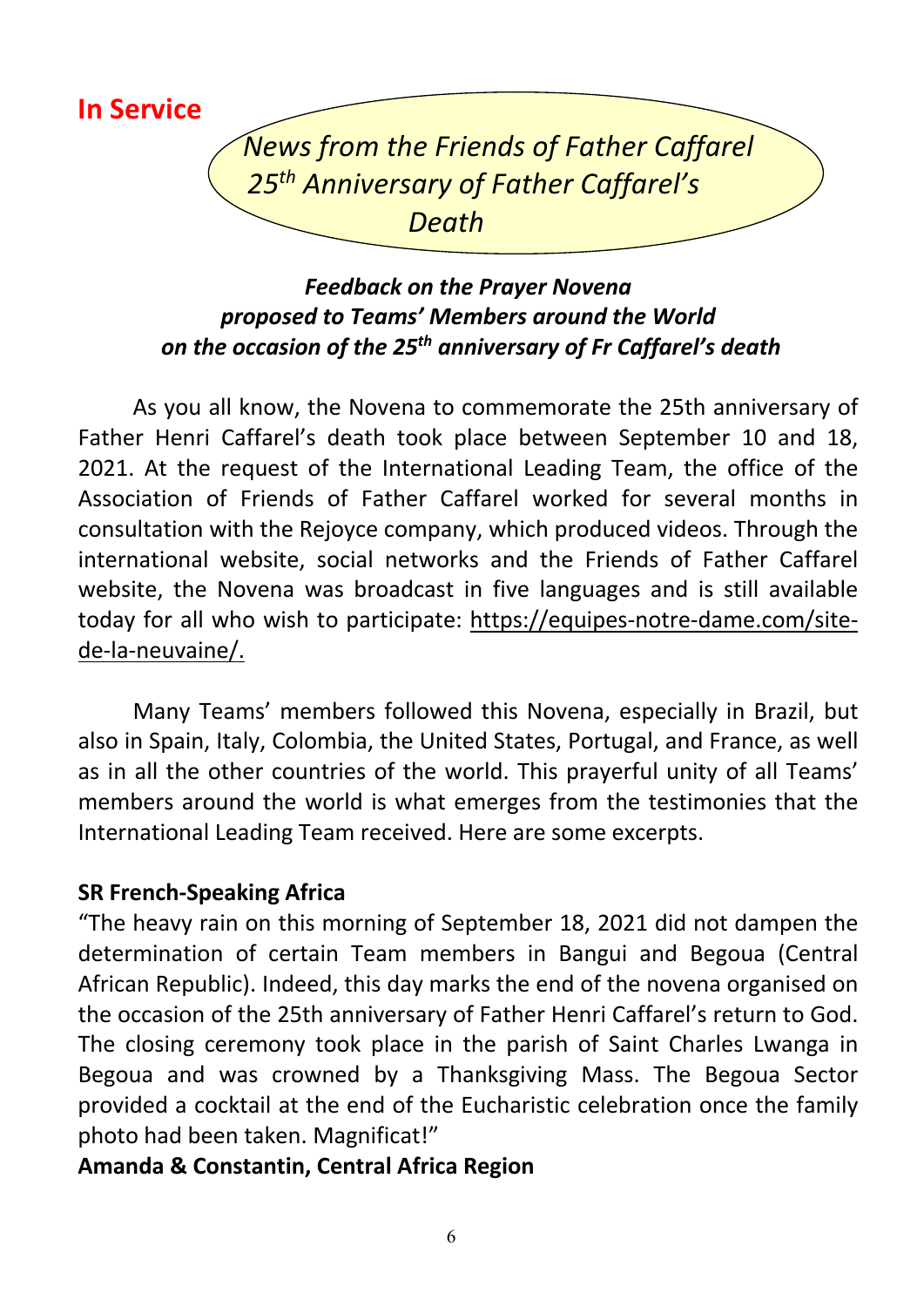## In Service

*News from the Friends of Father Caffarel*
*25th Anniversary of Father Caffarel's Death*

### *Feedback on the Prayer Novena proposed to Teams' Members around the World on the occasion of the 25th anniversary of Fr Caffarel's death*

As you all know, the Novena to commemorate the 25th anniversary of Father Henri Caffarel's death took place between September 10 and 18, 2021. At the request of the International Leading Team, the office of the Association of Friends of Father Caffarel worked for several months in consultation with the Rejoyce company, which produced videos. Through the international website, social networks and the Friends of Father Caffarel website, the Novena was broadcast in five languages and is still available today for all who wish to participate: https://equipes-notre-dame.com/site-de-la-neuvaine/.

Many Teams' members followed this Novena, especially in Brazil, but also in Spain, Italy, Colombia, the United States, Portugal, and France, as well as in all the other countries of the world. This prayerful unity of all Teams' members around the world is what emerges from the testimonies that the International Leading Team received. Here are some excerpts.

**SR French-Speaking Africa**

"The heavy rain on this morning of September 18, 2021 did not dampen the determination of certain Team members in Bangui and Begoua (Central African Republic). Indeed, this day marks the end of the novena organised on the occasion of the 25th anniversary of Father Henri Caffarel's return to God. The closing ceremony took place in the parish of Saint Charles Lwanga in Begoua and was crowned by a Thanksgiving Mass. The Begoua Sector provided a cocktail at the end of the Eucharistic celebration once the family photo had been taken. Magnificat!"

**Amanda & Constantin, Central Africa Region**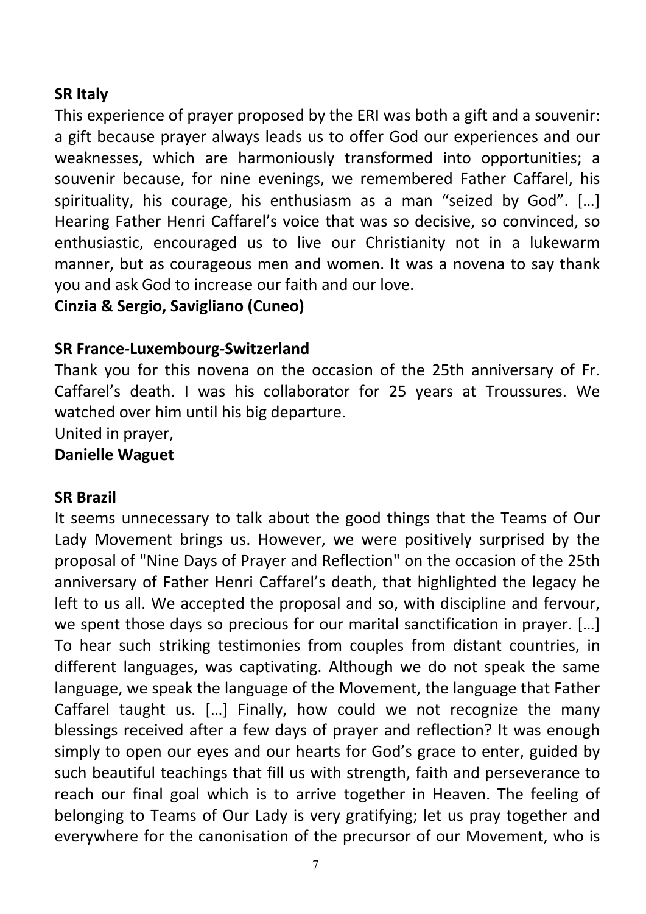**SR Italy**

This experience of prayer proposed by the ERI was both a gift and a souvenir: a gift because prayer always leads us to offer God our experiences and our weaknesses, which are harmoniously transformed into opportunities; a souvenir because, for nine evenings, we remembered Father Caffarel, his spirituality, his courage, his enthusiasm as a man "seized by God". […] Hearing Father Henri Caffarel's voice that was so decisive, so convinced, so enthusiastic, encouraged us to live our Christianity not in a lukewarm manner, but as courageous men and women. It was a novena to say thank you and ask God to increase our faith and our love.

**Cinzia & Sergio, Savigliano (Cuneo)**

**SR France-Luxembourg-Switzerland**

Thank you for this novena on the occasion of the 25th anniversary of Fr. Caffarel's death. I was his collaborator for 25 years at Troussures. We watched over him until his big departure.

United in prayer,

**Danielle Waguet**

**SR Brazil**

It seems unnecessary to talk about the good things that the Teams of Our Lady Movement brings us. However, we were positively surprised by the proposal of "Nine Days of Prayer and Reflection" on the occasion of the 25th anniversary of Father Henri Caffarel's death, that highlighted the legacy he left to us all. We accepted the proposal and so, with discipline and fervour, we spent those days so precious for our marital sanctification in prayer. […] To hear such striking testimonies from couples from distant countries, in different languages, was captivating. Although we do not speak the same language, we speak the language of the Movement, the language that Father Caffarel taught us. […] Finally, how could we not recognize the many blessings received after a few days of prayer and reflection? It was enough simply to open our eyes and our hearts for God's grace to enter, guided by such beautiful teachings that fill us with strength, faith and perseverance to reach our final goal which is to arrive together in Heaven. The feeling of belonging to Teams of Our Lady is very gratifying; let us pray together and everywhere for the canonisation of the precursor of our Movement, who is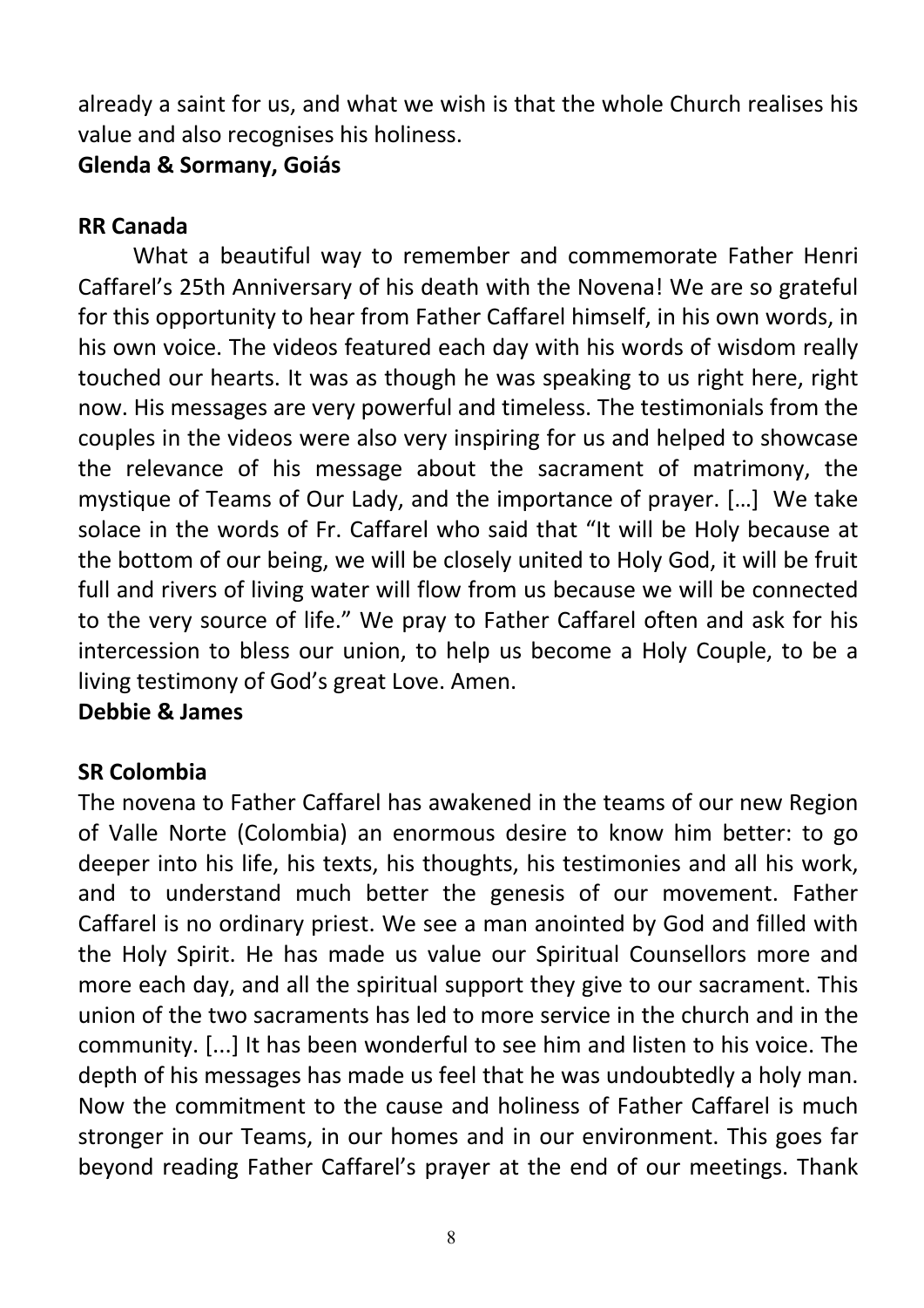already a saint for us, and what we wish is that the whole Church realises his value and also recognises his holiness.

**Glenda & Sormany, Goiás**

**RR Canada**

What a beautiful way to remember and commemorate Father Henri Caffarel's 25th Anniversary of his death with the Novena! We are so grateful for this opportunity to hear from Father Caffarel himself, in his own words, in his own voice. The videos featured each day with his words of wisdom really touched our hearts. It was as though he was speaking to us right here, right now. His messages are very powerful and timeless. The testimonials from the couples in the videos were also very inspiring for us and helped to showcase the relevance of his message about the sacrament of matrimony, the mystique of Teams of Our Lady, and the importance of prayer. […] We take solace in the words of Fr. Caffarel who said that "It will be Holy because at the bottom of our being, we will be closely united to Holy God, it will be fruit full and rivers of living water will flow from us because we will be connected to the very source of life." We pray to Father Caffarel often and ask for his intercession to bless our union, to help us become a Holy Couple, to be a living testimony of God's great Love. Amen.

**Debbie & James**

**SR Colombia**

The novena to Father Caffarel has awakened in the teams of our new Region of Valle Norte (Colombia) an enormous desire to know him better: to go deeper into his life, his texts, his thoughts, his testimonies and all his work, and to understand much better the genesis of our movement. Father Caffarel is no ordinary priest. We see a man anointed by God and filled with the Holy Spirit. He has made us value our Spiritual Counsellors more and more each day, and all the spiritual support they give to our sacrament. This union of the two sacraments has led to more service in the church and in the community. [...] It has been wonderful to see him and listen to his voice. The depth of his messages has made us feel that he was undoubtedly a holy man. Now the commitment to the cause and holiness of Father Caffarel is much stronger in our Teams, in our homes and in our environment. This goes far beyond reading Father Caffarel's prayer at the end of our meetings. Thank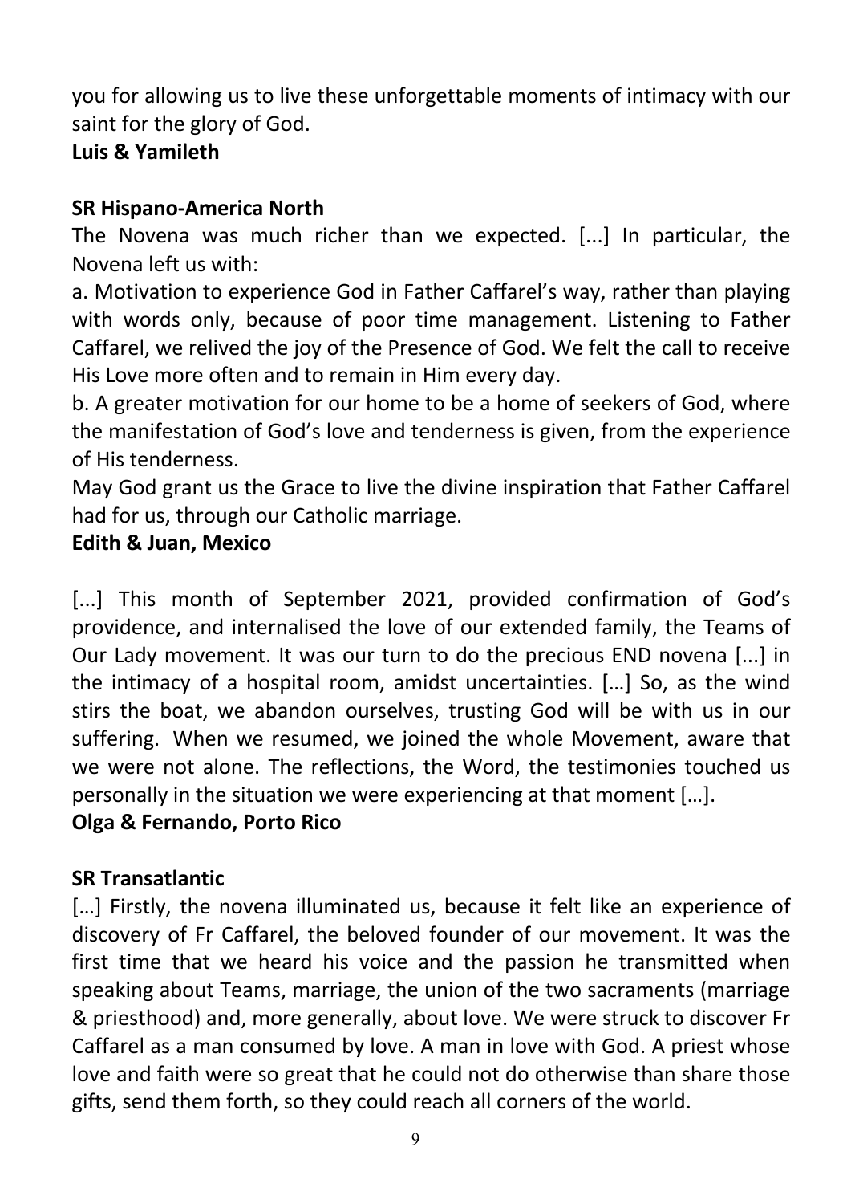you for allowing us to live these unforgettable moments of intimacy with our saint for the glory of God.

**Luis & Yamileth**

**SR Hispano-America North**

The Novena was much richer than we expected. [...] In particular, the Novena left us with:

a. Motivation to experience God in Father Caffarel's way, rather than playing with words only, because of poor time management. Listening to Father Caffarel, we relived the joy of the Presence of God. We felt the call to receive His Love more often and to remain in Him every day.

b. A greater motivation for our home to be a home of seekers of God, where the manifestation of God's love and tenderness is given, from the experience of His tenderness.

May God grant us the Grace to live the divine inspiration that Father Caffarel had for us, through our Catholic marriage.

**Edith & Juan, Mexico**

[...] This month of September 2021, provided confirmation of God's providence, and internalised the love of our extended family, the Teams of Our Lady movement. It was our turn to do the precious END novena [...] in the intimacy of a hospital room, amidst uncertainties. […] So, as the wind stirs the boat, we abandon ourselves, trusting God will be with us in our suffering. When we resumed, we joined the whole Movement, aware that we were not alone. The reflections, the Word, the testimonies touched us personally in the situation we were experiencing at that moment […].

**Olga & Fernando, Porto Rico**

**SR Transatlantic**

[…] Firstly, the novena illuminated us, because it felt like an experience of discovery of Fr Caffarel, the beloved founder of our movement. It was the first time that we heard his voice and the passion he transmitted when speaking about Teams, marriage, the union of the two sacraments (marriage & priesthood) and, more generally, about love. We were struck to discover Fr Caffarel as a man consumed by love. A man in love with God. A priest whose love and faith were so great that he could not do otherwise than share those gifts, send them forth, so they could reach all corners of the world.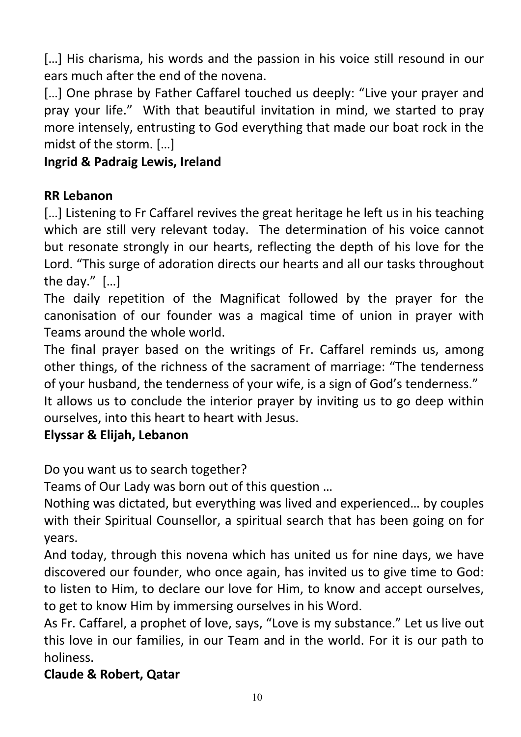[…] His charisma, his words and the passion in his voice still resound in our ears much after the end of the novena.

[…] One phrase by Father Caffarel touched us deeply: "Live your prayer and pray your life." With that beautiful invitation in mind, we started to pray more intensely, entrusting to God everything that made our boat rock in the midst of the storm. […]

**Ingrid & Padraig Lewis, Ireland**

**RR Lebanon**

[…] Listening to Fr Caffarel revives the great heritage he left us in his teaching which are still very relevant today. The determination of his voice cannot but resonate strongly in our hearts, reflecting the depth of his love for the Lord. "This surge of adoration directs our hearts and all our tasks throughout the day." […]

The daily repetition of the Magnificat followed by the prayer for the canonisation of our founder was a magical time of union in prayer with Teams around the whole world.

The final prayer based on the writings of Fr. Caffarel reminds us, among other things, of the richness of the sacrament of marriage: "The tenderness of your husband, the tenderness of your wife, is a sign of God's tenderness."

It allows us to conclude the interior prayer by inviting us to go deep within ourselves, into this heart to heart with Jesus.

**Elyssar & Elijah, Lebanon**

Do you want us to search together?

Teams of Our Lady was born out of this question …

Nothing was dictated, but everything was lived and experienced… by couples with their Spiritual Counsellor, a spiritual search that has been going on for years.

And today, through this novena which has united us for nine days, we have discovered our founder, who once again, has invited us to give time to God: to listen to Him, to declare our love for Him, to know and accept ourselves, to get to know Him by immersing ourselves in his Word.

As Fr. Caffarel, a prophet of love, says, "Love is my substance." Let us live out this love in our families, in our Team and in the world. For it is our path to holiness.

**Claude & Robert, Qatar**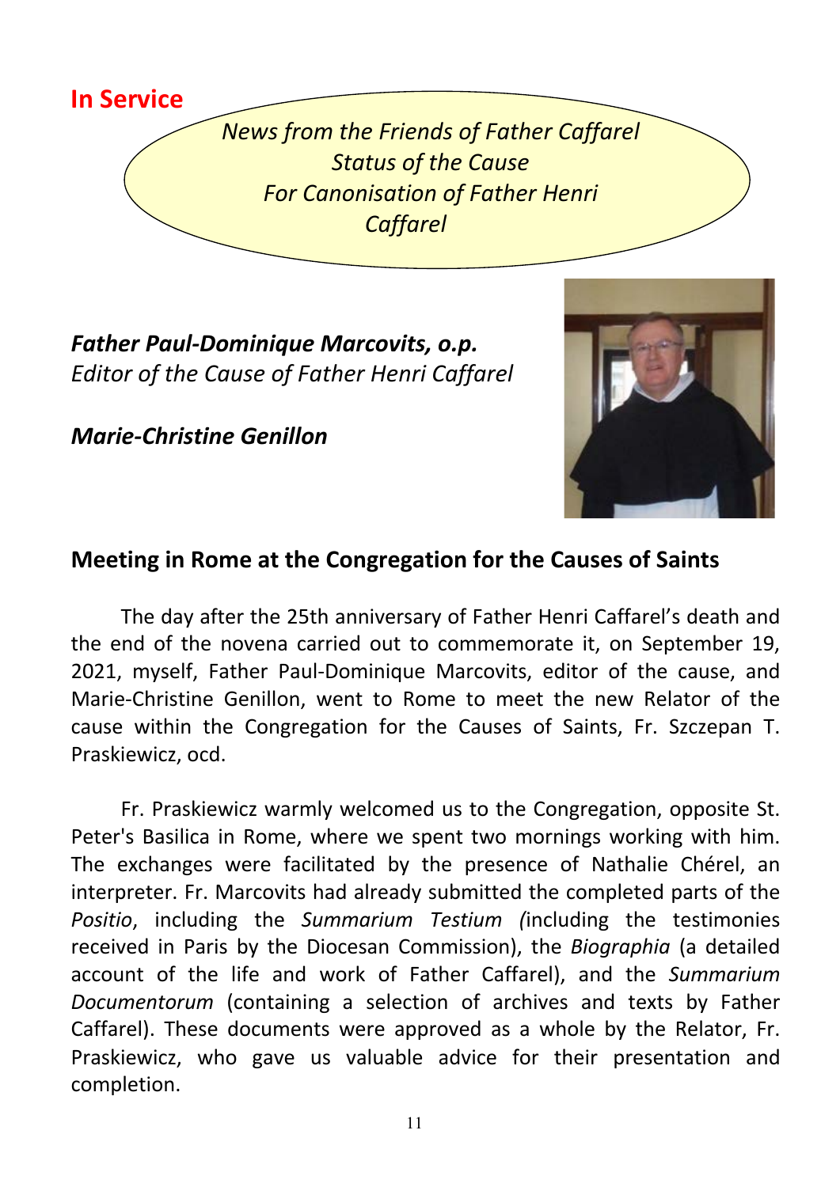**In Service**

*News from the Friends of Father Caffarel*
*Status of the Cause*
*For Canonisation of Father Henri Caffarel*

***Father Paul-Dominique Marcovits, o.p.***
*Editor of the Cause of Father Henri Caffarel*

***Marie-Christine Genillon***

## Meeting in Rome at the Congregation for the Causes of Saints

The day after the 25th anniversary of Father Henri Caffarel's death and the end of the novena carried out to commemorate it, on September 19, 2021, myself, Father Paul-Dominique Marcovits, editor of the cause, and Marie-Christine Genillon, went to Rome to meet the new Relator of the cause within the Congregation for the Causes of Saints, Fr. Szczepan T. Praskiewicz, ocd.

Fr. Praskiewicz warmly welcomed us to the Congregation, opposite St. Peter's Basilica in Rome, where we spent two mornings working with him. The exchanges were facilitated by the presence of Nathalie Chérel, an interpreter. Fr. Marcovits had already submitted the completed parts of the *Positio*, including the *Summarium Testium (*including the testimonies received in Paris by the Diocesan Commission), the *Biographia* (a detailed account of the life and work of Father Caffarel), and the *Summarium Documentorum* (containing a selection of archives and texts by Father Caffarel). These documents were approved as a whole by the Relator, Fr. Praskiewicz, who gave us valuable advice for their presentation and completion.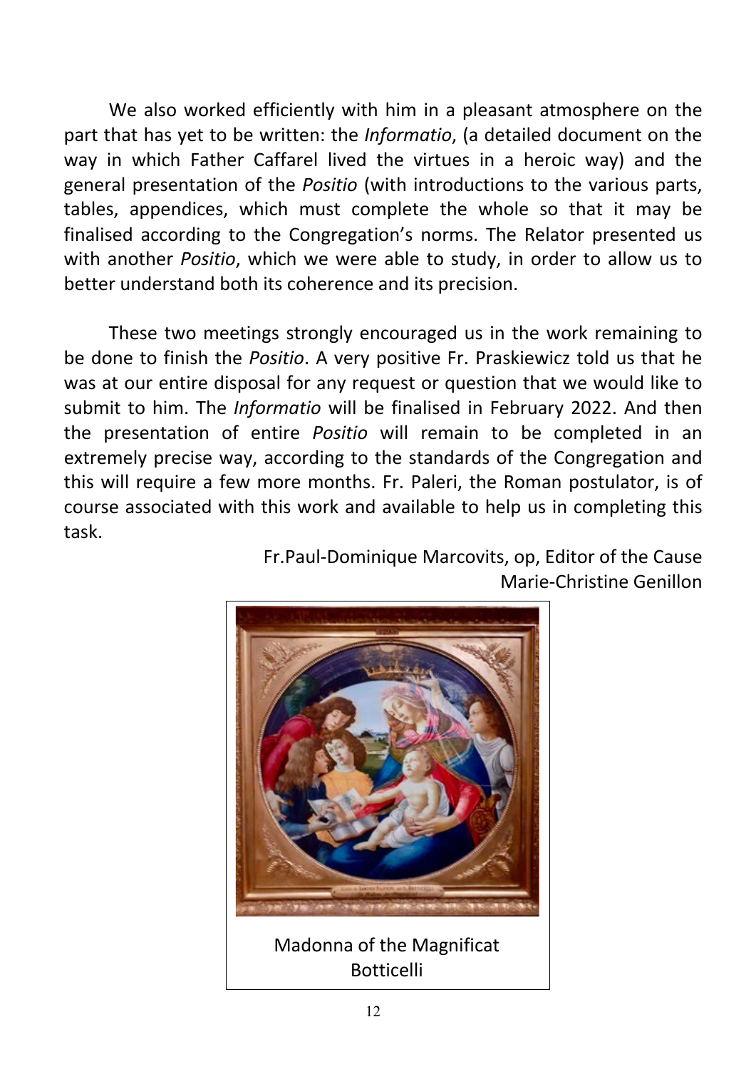We also worked efficiently with him in a pleasant atmosphere on the part that has yet to be written: the *Informatio*, (a detailed document on the way in which Father Caffarel lived the virtues in a heroic way) and the general presentation of the *Positio* (with introductions to the various parts, tables, appendices, which must complete the whole so that it may be finalised according to the Congregation's norms. The Relator presented us with another *Positio*, which we were able to study, in order to allow us to better understand both its coherence and its precision.

These two meetings strongly encouraged us in the work remaining to be done to finish the *Positio*. A very positive Fr. Praskiewicz told us that he was at our entire disposal for any request or question that we would like to submit to him. The *Informatio* will be finalised in February 2022. And then the presentation of entire *Positio* will remain to be completed in an extremely precise way, according to the standards of the Congregation and this will require a few more months. Fr. Paleri, the Roman postulator, is of course associated with this work and available to help us in completing this task.

Fr.Paul-Dominique Marcovits, op, Editor of the Cause
Marie-Christine Genillon

Madonna of the Magnificat
Botticelli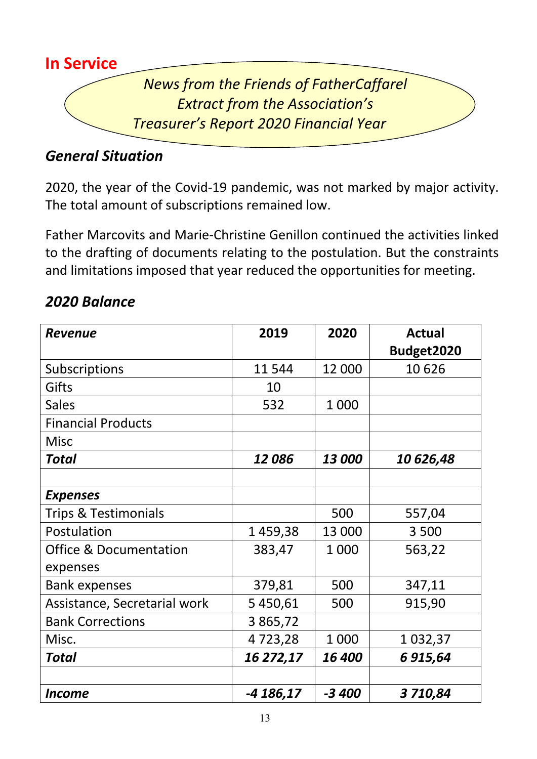## In Service

*News from the Friends of FatherCaffarel*
*Extract from the Association's*
*Treasurer's Report 2020 Financial Year*

### *General Situation*

2020, the year of the Covid-19 pandemic, was not marked by major activity. The total amount of subscriptions remained low.

Father Marcovits and Marie-Christine Genillon continued the activities linked to the drafting of documents relating to the postulation. But the constraints and limitations imposed that year reduced the opportunities for meeting.

### *2020 Balance*

| ***Revenue*** | **2019** | **2020** | **Actual Budget2020** |
|---|---|---|---|
| Subscriptions | 11 544 | 12 000 | 10 626 |
| Gifts | 10 | | |
| Sales | 532 | 1 000 | |
| Financial Products | | | |
| Misc | | | |
| ***Total*** | ***12 086*** | ***13 000*** | ***10 626,48*** |
| | | | |
| ***Expenses*** | | | |
| Trips & Testimonials | | 500 | 557,04 |
| Postulation | 1 459,38 | 13 000 | 3 500 |
| Office & Documentation expenses | 383,47 | 1 000 | 563,22 |
| Bank expenses | 379,81 | 500 | 347,11 |
| Assistance, Secretarial work | 5 450,61 | 500 | 915,90 |
| Bank Corrections | 3 865,72 | | |
| Misc. | 4 723,28 | 1 000 | 1 032,37 |
| ***Total*** | ***16 272,17*** | ***16 400*** | ***6 915,64*** |
| | | | |
| ***Income*** | ***-4 186,17*** | ***-3 400*** | ***3 710,84*** |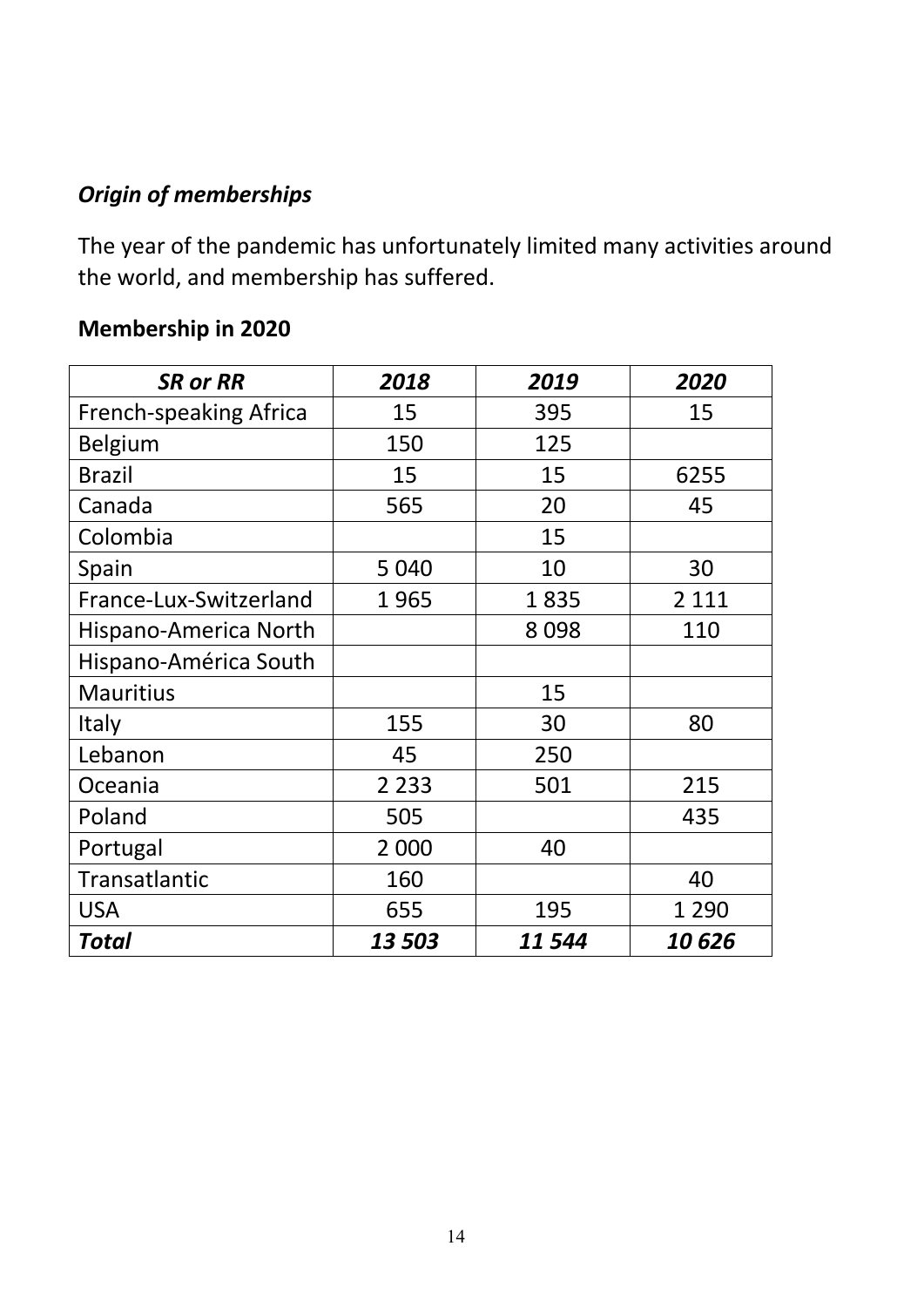### *Origin of memberships*

The year of the pandemic has unfortunately limited many activities around the world, and membership has suffered.

**Membership in 2020**

| ***SR or RR*** | ***2018*** | ***2019*** | ***2020*** |
|---|---|---|---|
| French-speaking Africa | 15 | 395 | 15 |
| Belgium | 150 | 125 | |
| Brazil | 15 | 15 | 6255 |
| Canada | 565 | 20 | 45 |
| Colombia | | 15 | |
| Spain | 5 040 | 10 | 30 |
| France-Lux-Switzerland | 1 965 | 1 835 | 2 111 |
| Hispano-America North | | 8 098 | 110 |
| Hispano-América South | | | |
| Mauritius | | 15 | |
| Italy | 155 | 30 | 80 |
| Lebanon | 45 | 250 | |
| Oceania | 2 233 | 501 | 215 |
| Poland | 505 | | 435 |
| Portugal | 2 000 | 40 | |
| Transatlantic | 160 | | 40 |
| USA | 655 | 195 | 1 290 |
| ***Total*** | ***13 503*** | ***11 544*** | ***10 626*** |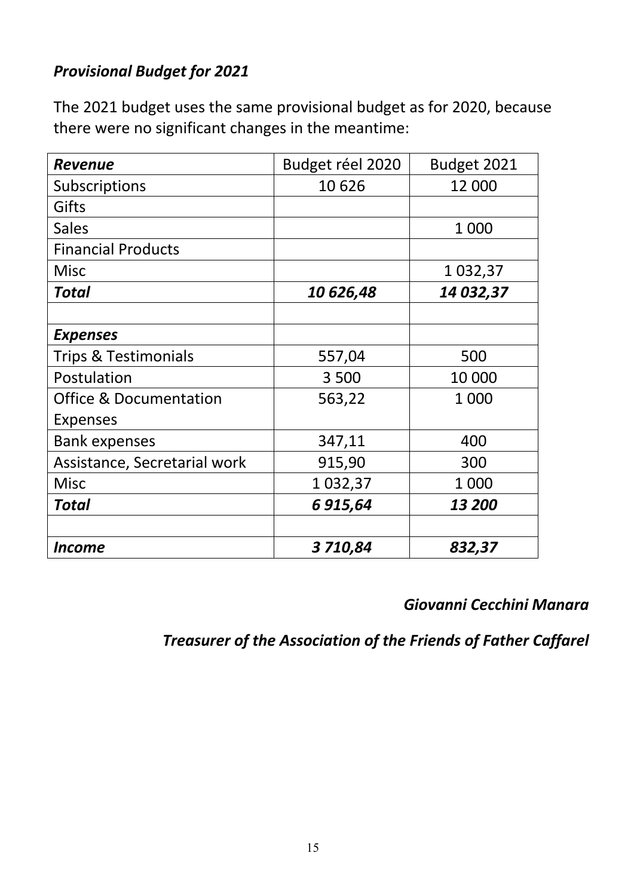***Provisional Budget for 2021***

The 2021 budget uses the same provisional budget as for 2020, because there were no significant changes in the meantime:

| ***Revenue*** | Budget réel 2020 | Budget 2021 |
|---|---|---|
| Subscriptions | 10 626 | 12 000 |
| Gifts | | |
| Sales | | 1 000 |
| Financial Products | | |
| Misc | | 1 032,37 |
| ***Total*** | ***10 626,48*** | ***14 032,37*** |
| | | |
| ***Expenses*** | | |
| Trips & Testimonials | 557,04 | 500 |
| Postulation | 3 500 | 10 000 |
| Office & Documentation Expenses | 563,22 | 1 000 |
| Bank expenses | 347,11 | 400 |
| Assistance, Secretarial work | 915,90 | 300 |
| Misc | 1 032,37 | 1 000 |
| ***Total*** | ***6 915,64*** | ***13 200*** |
| | | |
| ***Income*** | ***3 710,84*** | ***832,37*** |

***Giovanni Cecchini Manara***

***Treasurer of the Association of the Friends of Father Caffarel***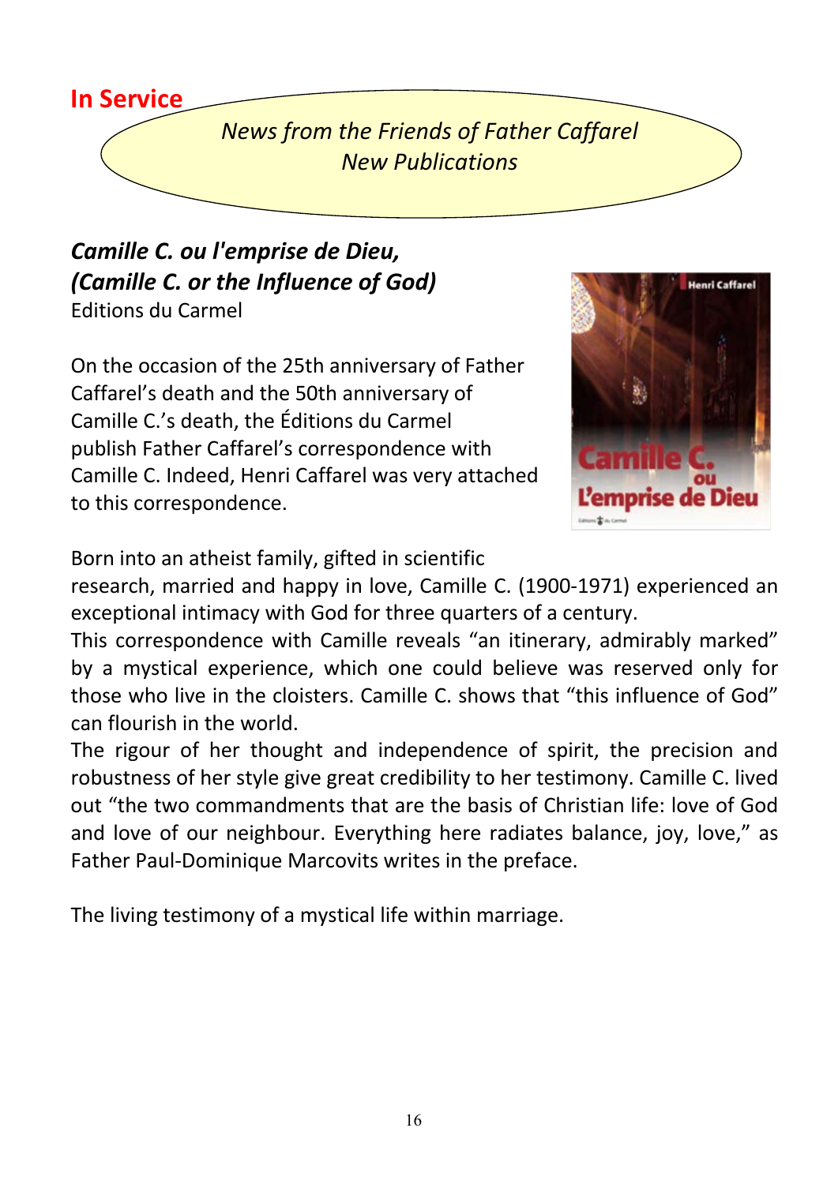**In Service**

*News from the Friends of Father Caffarel*
*New Publications*

## *Camille C. ou l'emprise de Dieu,*
## *(Camille C. or the Influence of God)*

Editions du Carmel

On the occasion of the 25th anniversary of Father Caffarel's death and the 50th anniversary of Camille C.'s death, the Éditions du Carmel publish Father Caffarel's correspondence with Camille C. Indeed, Henri Caffarel was very attached to this correspondence.

Born into an atheist family, gifted in scientific research, married and happy in love, Camille C. (1900-1971) experienced an exceptional intimacy with God for three quarters of a century.

This correspondence with Camille reveals "an itinerary, admirably marked" by a mystical experience, which one could believe was reserved only for those who live in the cloisters. Camille C. shows that "this influence of God" can flourish in the world.

The rigour of her thought and independence of spirit, the precision and robustness of her style give great credibility to her testimony. Camille C. lived out "the two commandments that are the basis of Christian life: love of God and love of our neighbour. Everything here radiates balance, joy, love," as Father Paul-Dominique Marcovits writes in the preface.

The living testimony of a mystical life within marriage.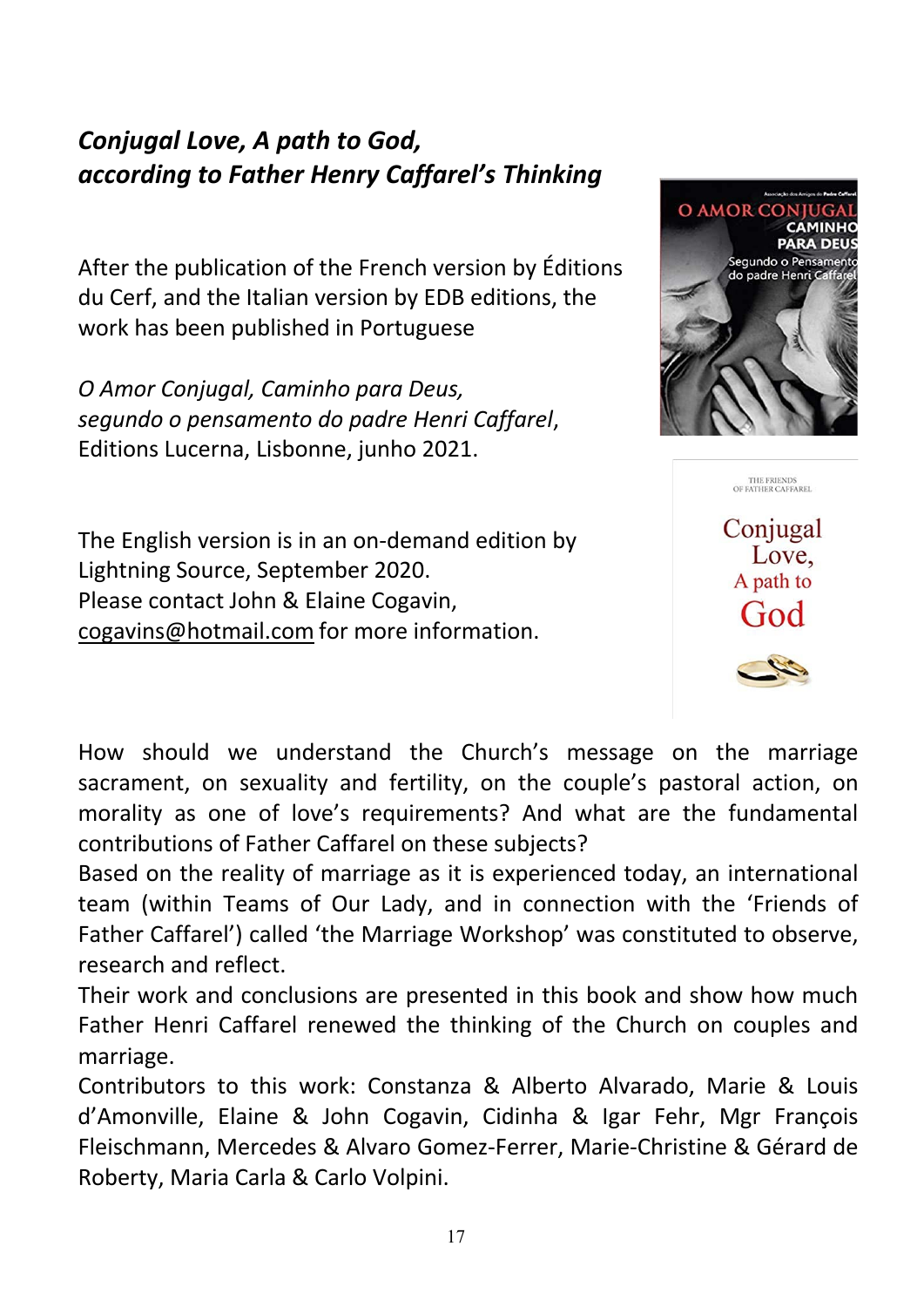## *Conjugal Love, A path to God, according to Father Henry Caffarel's Thinking*

After the publication of the French version by Éditions du Cerf, and the Italian version by EDB editions, the work has been published in Portuguese

*O Amor Conjugal, Caminho para Deus, segundo o pensamento do padre Henri Caffarel*, Editions Lucerna, Lisbonne, junho 2021.

The English version is in an on-demand edition by Lightning Source, September 2020.
Please contact John & Elaine Cogavin, cogavins@hotmail.com for more information.

How should we understand the Church's message on the marriage sacrament, on sexuality and fertility, on the couple's pastoral action, on morality as one of love's requirements? And what are the fundamental contributions of Father Caffarel on these subjects?
Based on the reality of marriage as it is experienced today, an international team (within Teams of Our Lady, and in connection with the 'Friends of Father Caffarel') called 'the Marriage Workshop' was constituted to observe, research and reflect.
Their work and conclusions are presented in this book and show how much Father Henri Caffarel renewed the thinking of the Church on couples and marriage.
Contributors to this work: Constanza & Alberto Alvarado, Marie & Louis d'Amonville, Elaine & John Cogavin, Cidinha & Igar Fehr, Mgr François Fleischmann, Mercedes & Alvaro Gomez-Ferrer, Marie-Christine & Gérard de Roberty, Maria Carla & Carlo Volpini.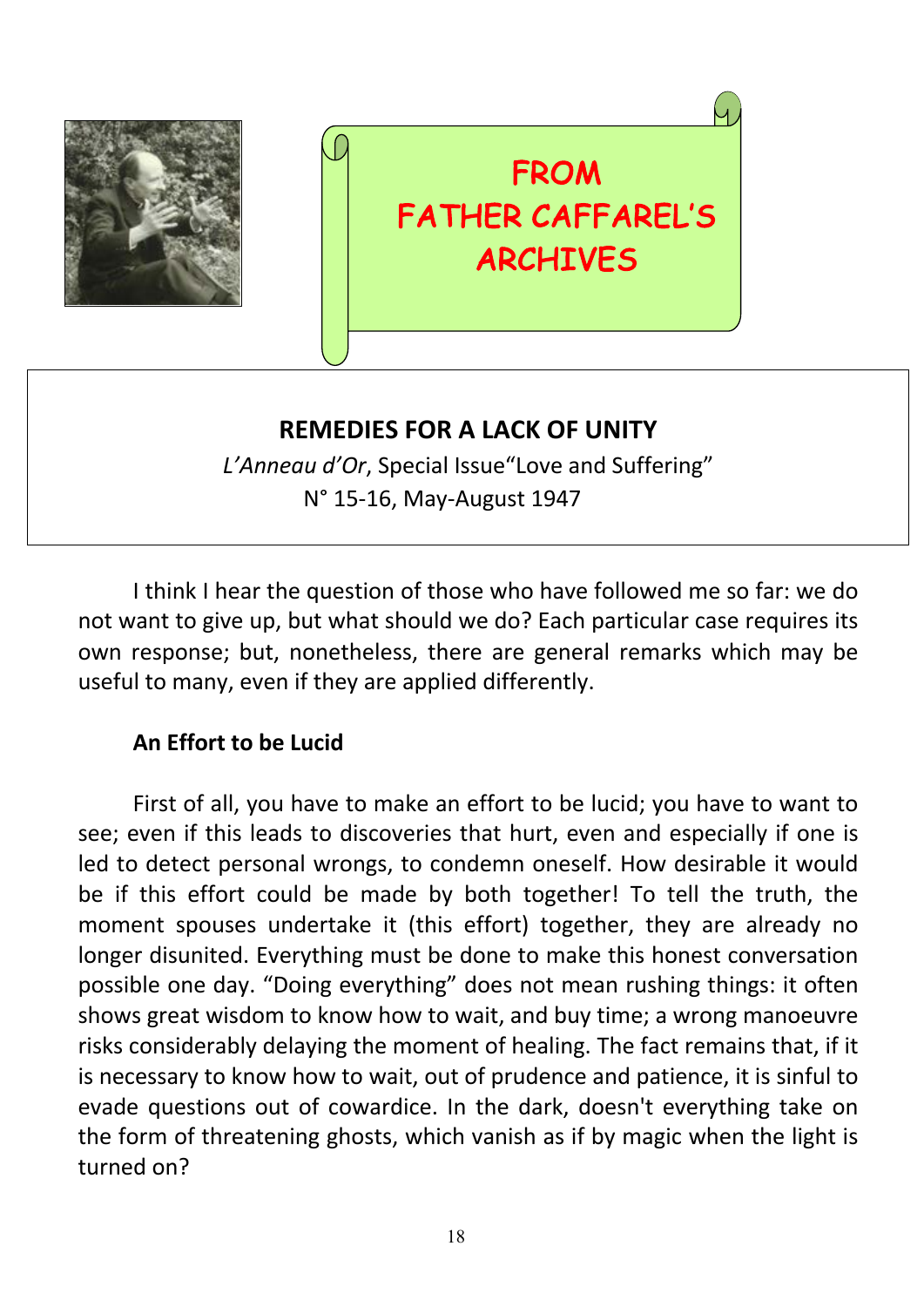# FROM FATHER CAFFAREL'S ARCHIVES

## REMEDIES FOR A LACK OF UNITY

*L'Anneau d'Or*, Special Issue"Love and Suffering"
N° 15-16, May-August 1947

I think I hear the question of those who have followed me so far: we do not want to give up, but what should we do? Each particular case requires its own response; but, nonetheless, there are general remarks which may be useful to many, even if they are applied differently.

### An Effort to be Lucid

First of all, you have to make an effort to be lucid; you have to want to see; even if this leads to discoveries that hurt, even and especially if one is led to detect personal wrongs, to condemn oneself. How desirable it would be if this effort could be made by both together! To tell the truth, the moment spouses undertake it (this effort) together, they are already no longer disunited. Everything must be done to make this honest conversation possible one day. "Doing everything" does not mean rushing things: it often shows great wisdom to know how to wait, and buy time; a wrong manoeuvre risks considerably delaying the moment of healing. The fact remains that, if it is necessary to know how to wait, out of prudence and patience, it is sinful to evade questions out of cowardice. In the dark, doesn't everything take on the form of threatening ghosts, which vanish as if by magic when the light is turned on?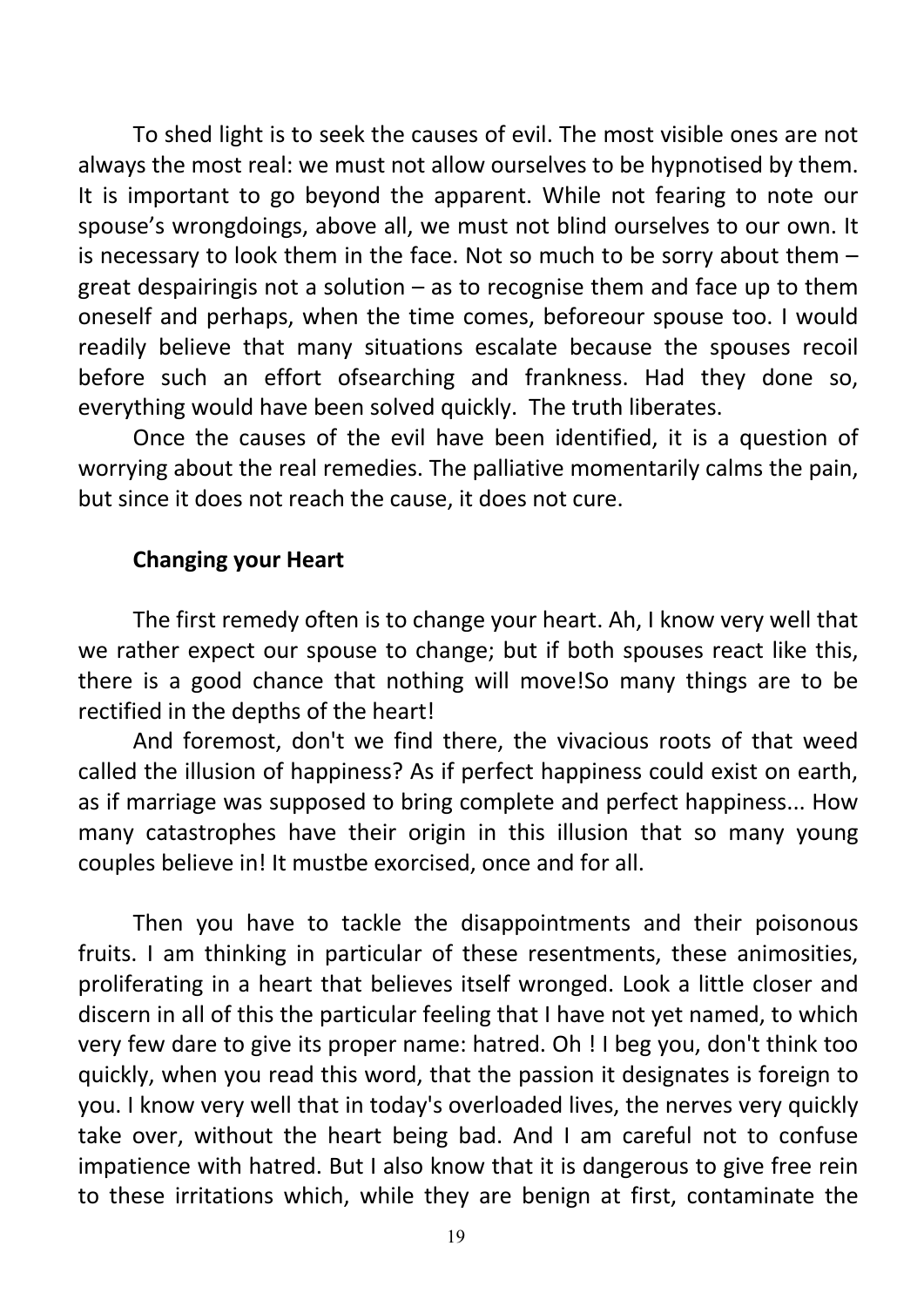To shed light is to seek the causes of evil. The most visible ones are not always the most real: we must not allow ourselves to be hypnotised by them. It is important to go beyond the apparent. While not fearing to note our spouse's wrongdoings, above all, we must not blind ourselves to our own. It is necessary to look them in the face. Not so much to be sorry about them – great despairingis not a solution – as to recognise them and face up to them oneself and perhaps, when the time comes, beforeour spouse too. I would readily believe that many situations escalate because the spouses recoil before such an effort ofsearching and frankness. Had they done so, everything would have been solved quickly. The truth liberates.

Once the causes of the evil have been identified, it is a question of worrying about the real remedies. The palliative momentarily calms the pain, but since it does not reach the cause, it does not cure.

**Changing your Heart**

The first remedy often is to change your heart. Ah, I know very well that we rather expect our spouse to change; but if both spouses react like this, there is a good chance that nothing will move!So many things are to be rectified in the depths of the heart!

And foremost, don't we find there, the vivacious roots of that weed called the illusion of happiness? As if perfect happiness could exist on earth, as if marriage was supposed to bring complete and perfect happiness... How many catastrophes have their origin in this illusion that so many young couples believe in! It mustbe exorcised, once and for all.

Then you have to tackle the disappointments and their poisonous fruits. I am thinking in particular of these resentments, these animosities, proliferating in a heart that believes itself wronged. Look a little closer and discern in all of this the particular feeling that I have not yet named, to which very few dare to give its proper name: hatred. Oh ! I beg you, don't think too quickly, when you read this word, that the passion it designates is foreign to you. I know very well that in today's overloaded lives, the nerves very quickly take over, without the heart being bad. And I am careful not to confuse impatience with hatred. But I also know that it is dangerous to give free rein to these irritations which, while they are benign at first, contaminate the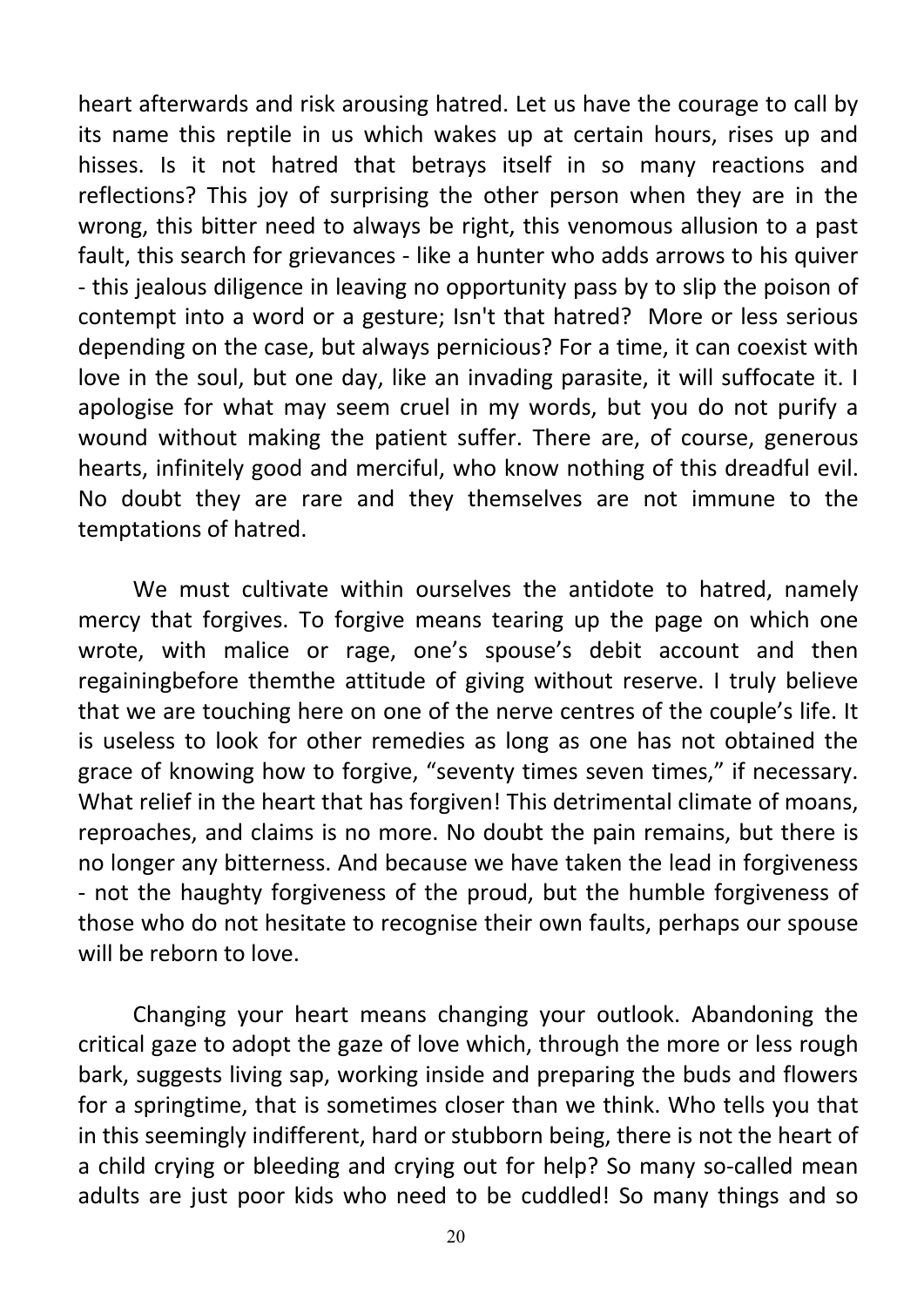heart afterwards and risk arousing hatred. Let us have the courage to call by its name this reptile in us which wakes up at certain hours, rises up and hisses. Is it not hatred that betrays itself in so many reactions and reflections? This joy of surprising the other person when they are in the wrong, this bitter need to always be right, this venomous allusion to a past fault, this search for grievances - like a hunter who adds arrows to his quiver - this jealous diligence in leaving no opportunity pass by to slip the poison of contempt into a word or a gesture; Isn't that hatred? More or less serious depending on the case, but always pernicious? For a time, it can coexist with love in the soul, but one day, like an invading parasite, it will suffocate it. I apologise for what may seem cruel in my words, but you do not purify a wound without making the patient suffer. There are, of course, generous hearts, infinitely good and merciful, who know nothing of this dreadful evil. No doubt they are rare and they themselves are not immune to the temptations of hatred.

We must cultivate within ourselves the antidote to hatred, namely mercy that forgives. To forgive means tearing up the page on which one wrote, with malice or rage, one's spouse's debit account and then regainingbefore themthe attitude of giving without reserve. I truly believe that we are touching here on one of the nerve centres of the couple's life. It is useless to look for other remedies as long as one has not obtained the grace of knowing how to forgive, "seventy times seven times," if necessary. What relief in the heart that has forgiven! This detrimental climate of moans, reproaches, and claims is no more. No doubt the pain remains, but there is no longer any bitterness. And because we have taken the lead in forgiveness - not the haughty forgiveness of the proud, but the humble forgiveness of those who do not hesitate to recognise their own faults, perhaps our spouse will be reborn to love.

Changing your heart means changing your outlook. Abandoning the critical gaze to adopt the gaze of love which, through the more or less rough bark, suggests living sap, working inside and preparing the buds and flowers for a springtime, that is sometimes closer than we think. Who tells you that in this seemingly indifferent, hard or stubborn being, there is not the heart of a child crying or bleeding and crying out for help? So many so-called mean adults are just poor kids who need to be cuddled! So many things and so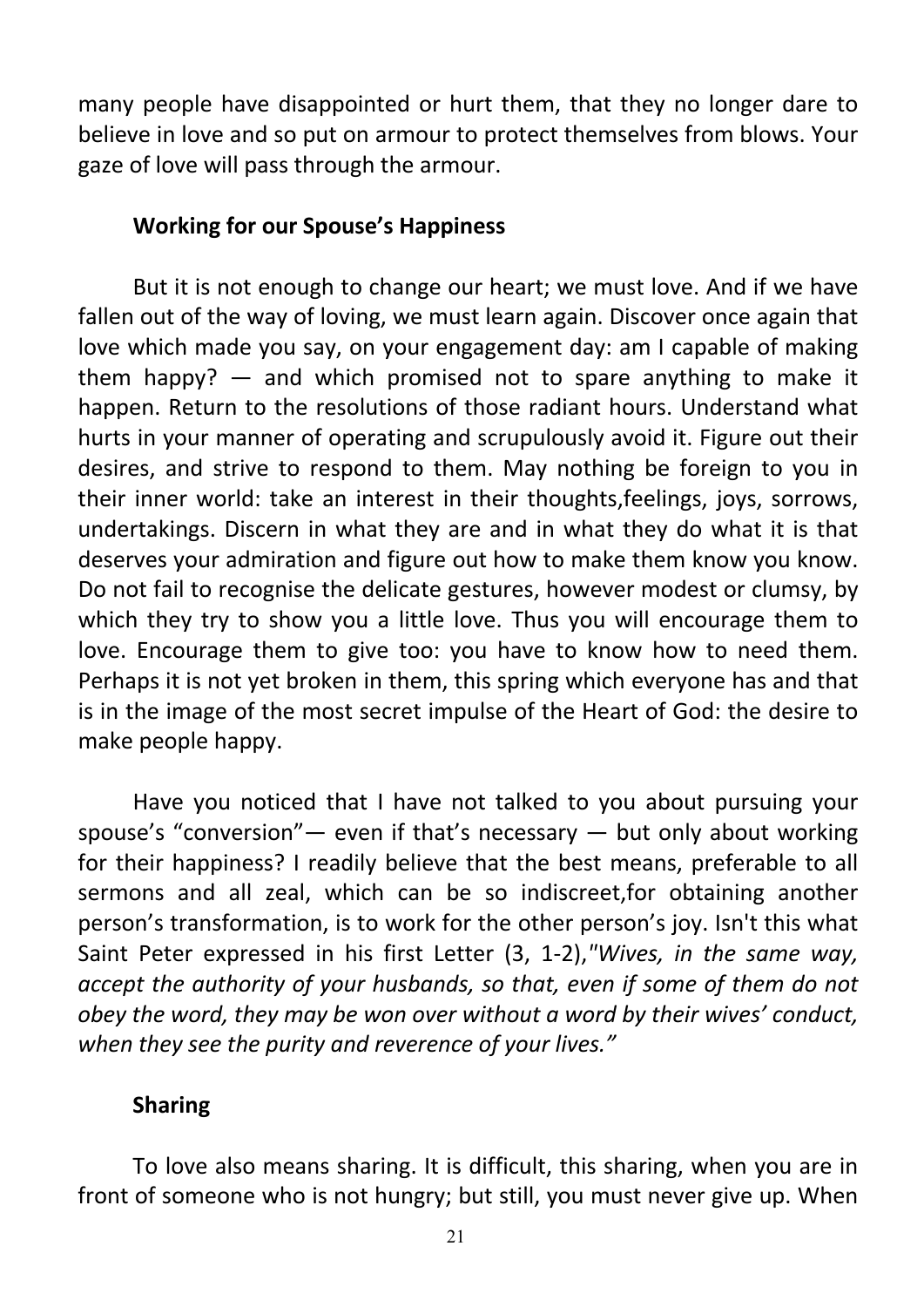many people have disappointed or hurt them, that they no longer dare to believe in love and so put on armour to protect themselves from blows. Your gaze of love will pass through the armour.

### Working for our Spouse's Happiness

But it is not enough to change our heart; we must love. And if we have fallen out of the way of loving, we must learn again. Discover once again that love which made you say, on your engagement day: am I capable of making them happy? — and which promised not to spare anything to make it happen. Return to the resolutions of those radiant hours. Understand what hurts in your manner of operating and scrupulously avoid it. Figure out their desires, and strive to respond to them. May nothing be foreign to you in their inner world: take an interest in their thoughts,feelings, joys, sorrows, undertakings. Discern in what they are and in what they do what it is that deserves your admiration and figure out how to make them know you know. Do not fail to recognise the delicate gestures, however modest or clumsy, by which they try to show you a little love. Thus you will encourage them to love. Encourage them to give too: you have to know how to need them. Perhaps it is not yet broken in them, this spring which everyone has and that is in the image of the most secret impulse of the Heart of God: the desire to make people happy.

Have you noticed that I have not talked to you about pursuing your spouse's "conversion"— even if that's necessary — but only about working for their happiness? I readily believe that the best means, preferable to all sermons and all zeal, which can be so indiscreet,for obtaining another person's transformation, is to work for the other person's joy. Isn't this what Saint Peter expressed in his first Letter (3, 1-2),*"Wives, in the same way, accept the authority of your husbands, so that, even if some of them do not obey the word, they may be won over without a word by their wives' conduct, when they see the purity and reverence of your lives."*

### Sharing

To love also means sharing. It is difficult, this sharing, when you are in front of someone who is not hungry; but still, you must never give up. When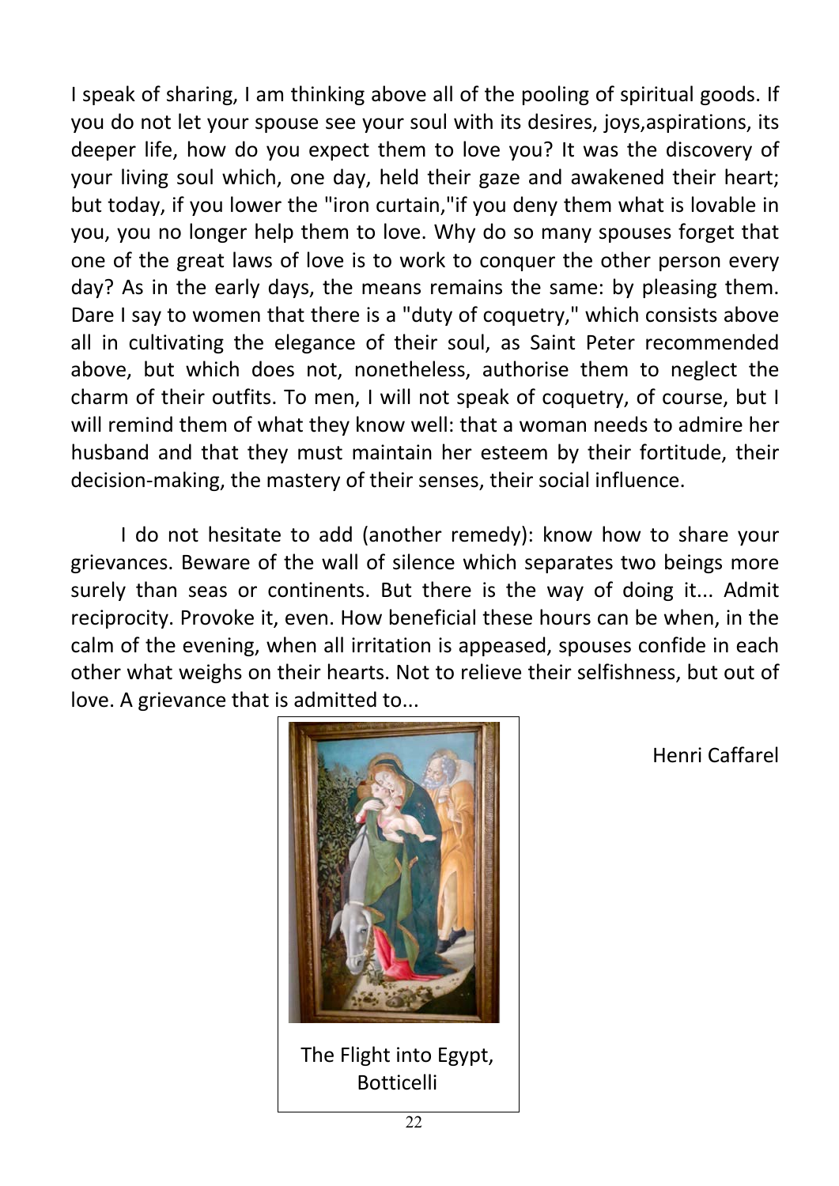I speak of sharing, I am thinking above all of the pooling of spiritual goods. If you do not let your spouse see your soul with its desires, joys,aspirations, its deeper life, how do you expect them to love you? It was the discovery of your living soul which, one day, held their gaze and awakened their heart; but today, if you lower the "iron curtain,"if you deny them what is lovable in you, you no longer help them to love. Why do so many spouses forget that one of the great laws of love is to work to conquer the other person every day? As in the early days, the means remains the same: by pleasing them. Dare I say to women that there is a "duty of coquetry," which consists above all in cultivating the elegance of their soul, as Saint Peter recommended above, but which does not, nonetheless, authorise them to neglect the charm of their outfits. To men, I will not speak of coquetry, of course, but I will remind them of what they know well: that a woman needs to admire her husband and that they must maintain her esteem by their fortitude, their decision-making, the mastery of their senses, their social influence.

I do not hesitate to add (another remedy): know how to share your grievances. Beware of the wall of silence which separates two beings more surely than seas or continents. But there is the way of doing it... Admit reciprocity. Provoke it, even. How beneficial these hours can be when, in the calm of the evening, when all irritation is appeased, spouses confide in each other what weighs on their hearts. Not to relieve their selfishness, but out of love. A grievance that is admitted to...

Henri Caffarel

The Flight into Egypt, Botticelli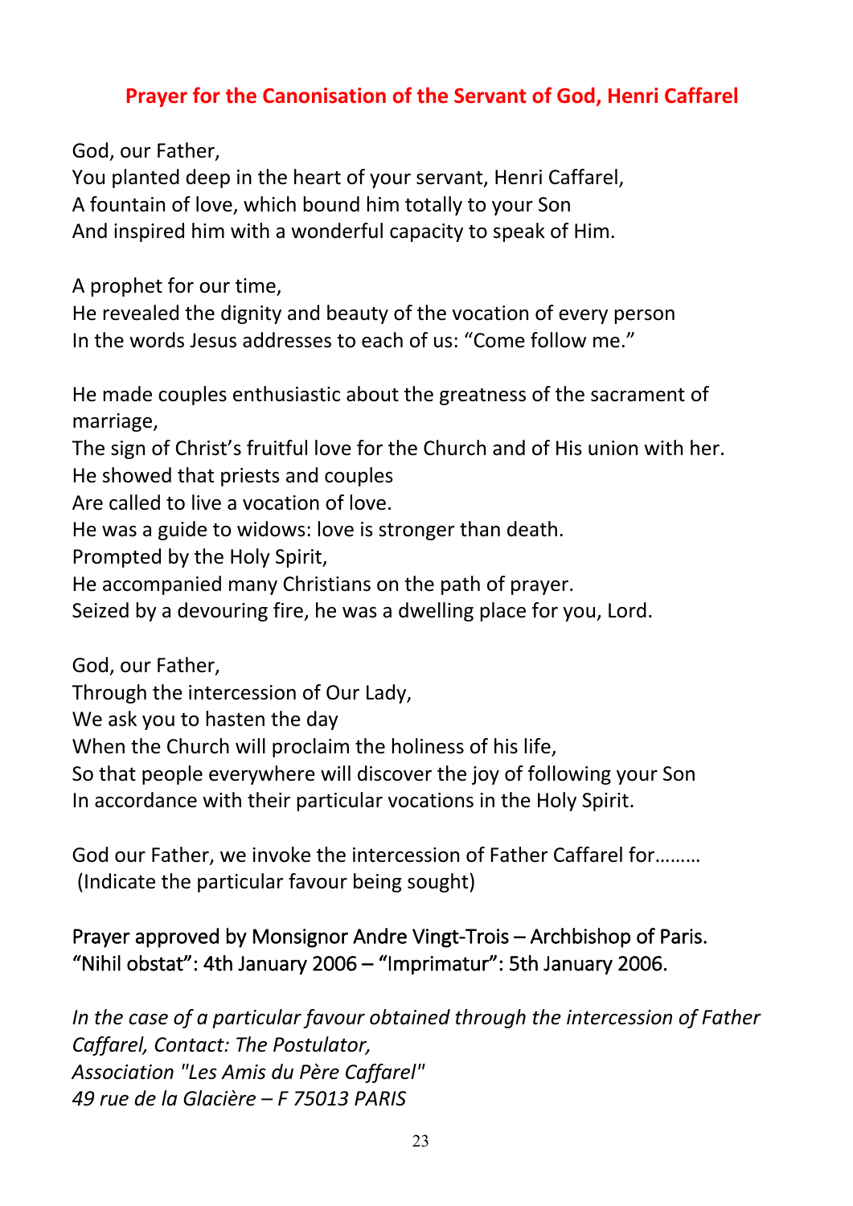## Prayer for the Canonisation of the Servant of God, Henri Caffarel

God, our Father,
You planted deep in the heart of your servant, Henri Caffarel,
A fountain of love, which bound him totally to your Son
And inspired him with a wonderful capacity to speak of Him.

A prophet for our time,
He revealed the dignity and beauty of the vocation of every person
In the words Jesus addresses to each of us: "Come follow me."

He made couples enthusiastic about the greatness of the sacrament of marriage,
The sign of Christ's fruitful love for the Church and of His union with her.
He showed that priests and couples
Are called to live a vocation of love.
He was a guide to widows: love is stronger than death.
Prompted by the Holy Spirit,
He accompanied many Christians on the path of prayer.
Seized by a devouring fire, he was a dwelling place for you, Lord.

God, our Father,
Through the intercession of Our Lady,
We ask you to hasten the day
When the Church will proclaim the holiness of his life,
So that people everywhere will discover the joy of following your Son
In accordance with their particular vocations in the Holy Spirit.

God our Father, we invoke the intercession of Father Caffarel for………
(Indicate the particular favour being sought)

Prayer approved by Monsignor Andre Vingt-Trois – Archbishop of Paris.
"Nihil obstat": 4th January 2006 – "Imprimatur": 5th January 2006.

*In the case of a particular favour obtained through the intercession of Father Caffarel, Contact: The Postulator,*
*Association "Les Amis du Père Caffarel"*
*49 rue de la Glacière – F 75013 PARIS*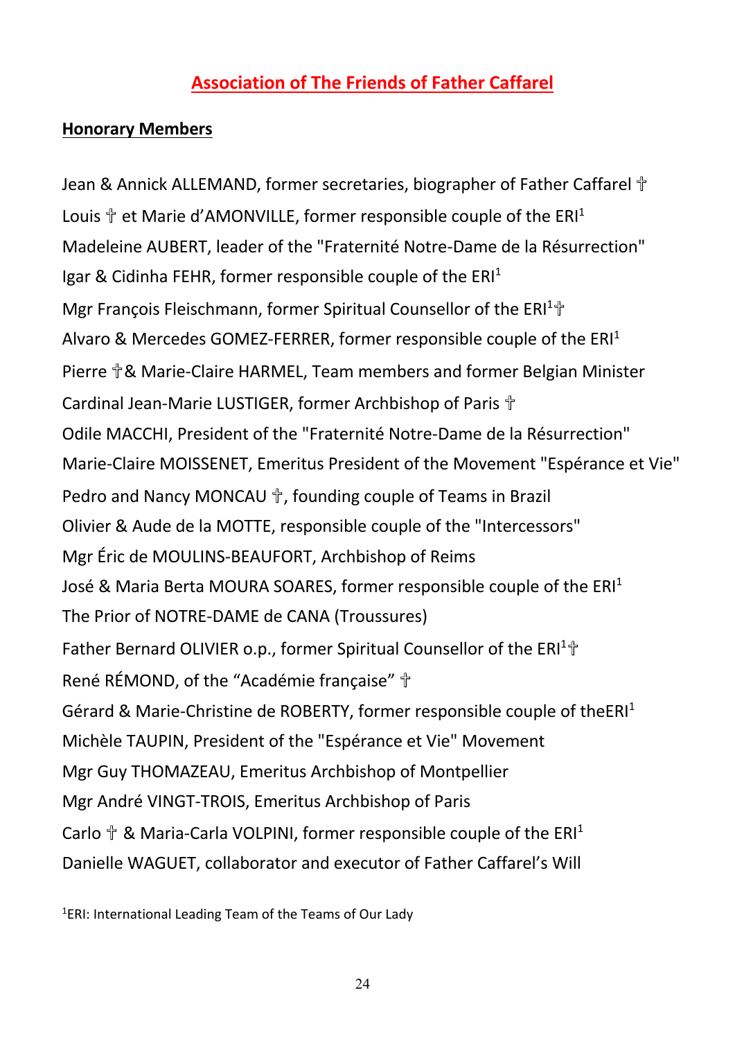# Association of The Friends of Father Caffarel

## Honorary Members

Jean & Annick ALLEMAND, former secretaries, biographer of Father Caffarel ✝
Louis ✝ et Marie d'AMONVILLE, former responsible couple of the ERI[1]
Madeleine AUBERT, leader of the "Fraternité Notre-Dame de la Résurrection"
Igar & Cidinha FEHR, former responsible couple of the ERI[1]
Mgr François Fleischmann, former Spiritual Counsellor of the ERI[1]✝
Alvaro & Mercedes GOMEZ-FERRER, former responsible couple of the ERI[1]
Pierre ✝& Marie-Claire HARMEL, Team members and former Belgian Minister
Cardinal Jean-Marie LUSTIGER, former Archbishop of Paris ✝
Odile MACCHI, President of the "Fraternité Notre-Dame de la Résurrection"
Marie-Claire MOISSENET, Emeritus President of the Movement "Espérance et Vie"
Pedro and Nancy MONCAU ✝, founding couple of Teams in Brazil
Olivier & Aude de la MOTTE, responsible couple of the "Intercessors"
Mgr Éric de MOULINS-BEAUFORT, Archbishop of Reims
José & Maria Berta MOURA SOARES, former responsible couple of the ERI[1]
The Prior of NOTRE-DAME de CANA (Troussures)
Father Bernard OLIVIER o.p., former Spiritual Counsellor of the ERI[1]✝
René RÉMOND, of the "Académie française" ✝
Gérard & Marie-Christine de ROBERTY, former responsible couple of theERI[1]
Michèle TAUPIN, President of the "Espérance et Vie" Movement
Mgr Guy THOMAZEAU, Emeritus Archbishop of Montpellier
Mgr André VINGT-TROIS, Emeritus Archbishop of Paris
Carlo ✝ & Maria-Carla VOLPINI, former responsible couple of the ERI[1]
Danielle WAGUET, collaborator and executor of Father Caffarel's Will

[1]ERI: International Leading Team of the Teams of Our Lady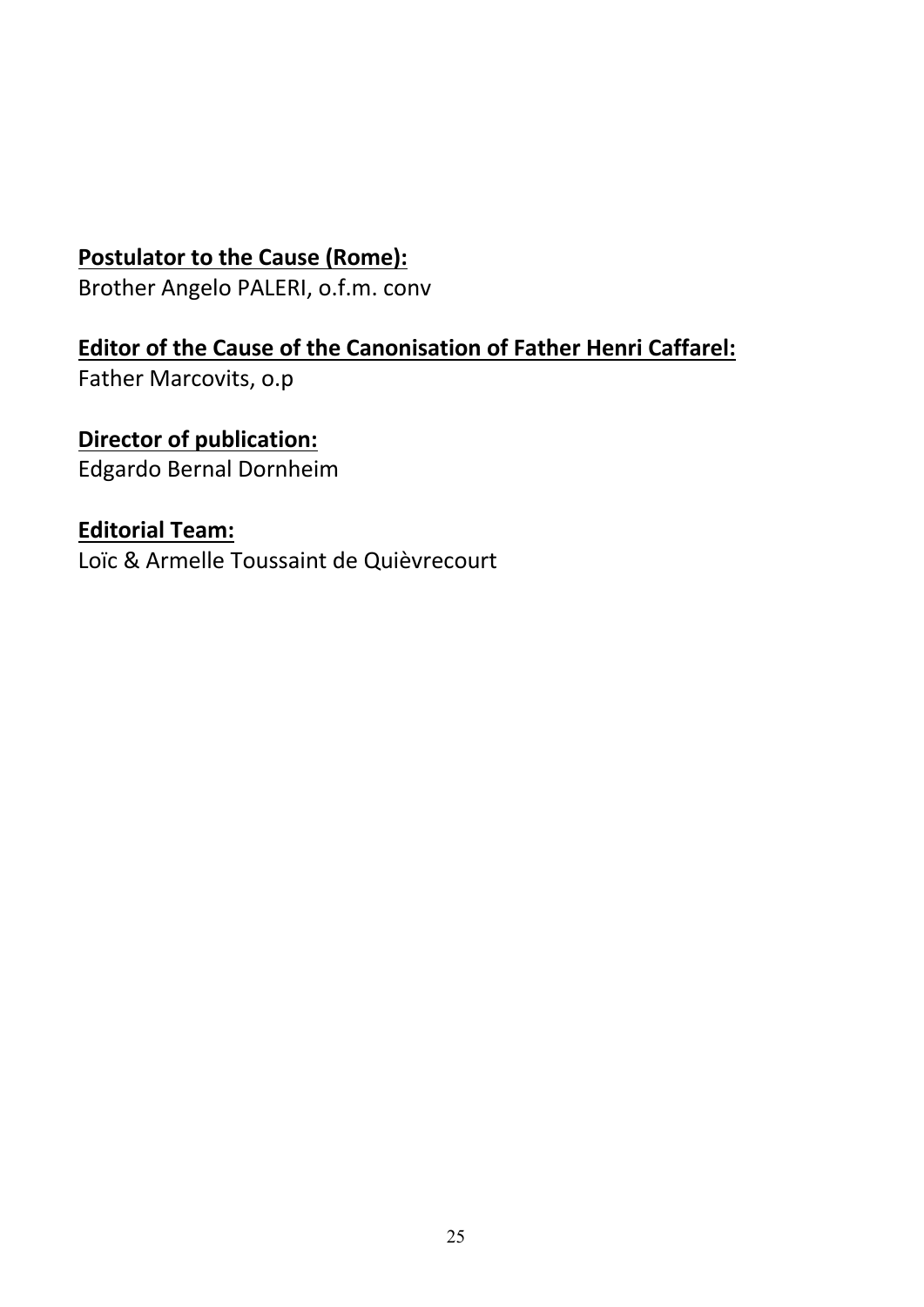**Postulator to the Cause (Rome):**

Brother Angelo PALERI, o.f.m. conv

**Editor of the Cause of the Canonisation of Father Henri Caffarel:**

Father Marcovits, o.p

**Director of publication:**

Edgardo Bernal Dornheim

**Editorial Team:**

Loïc & Armelle Toussaint de Quièvrecourt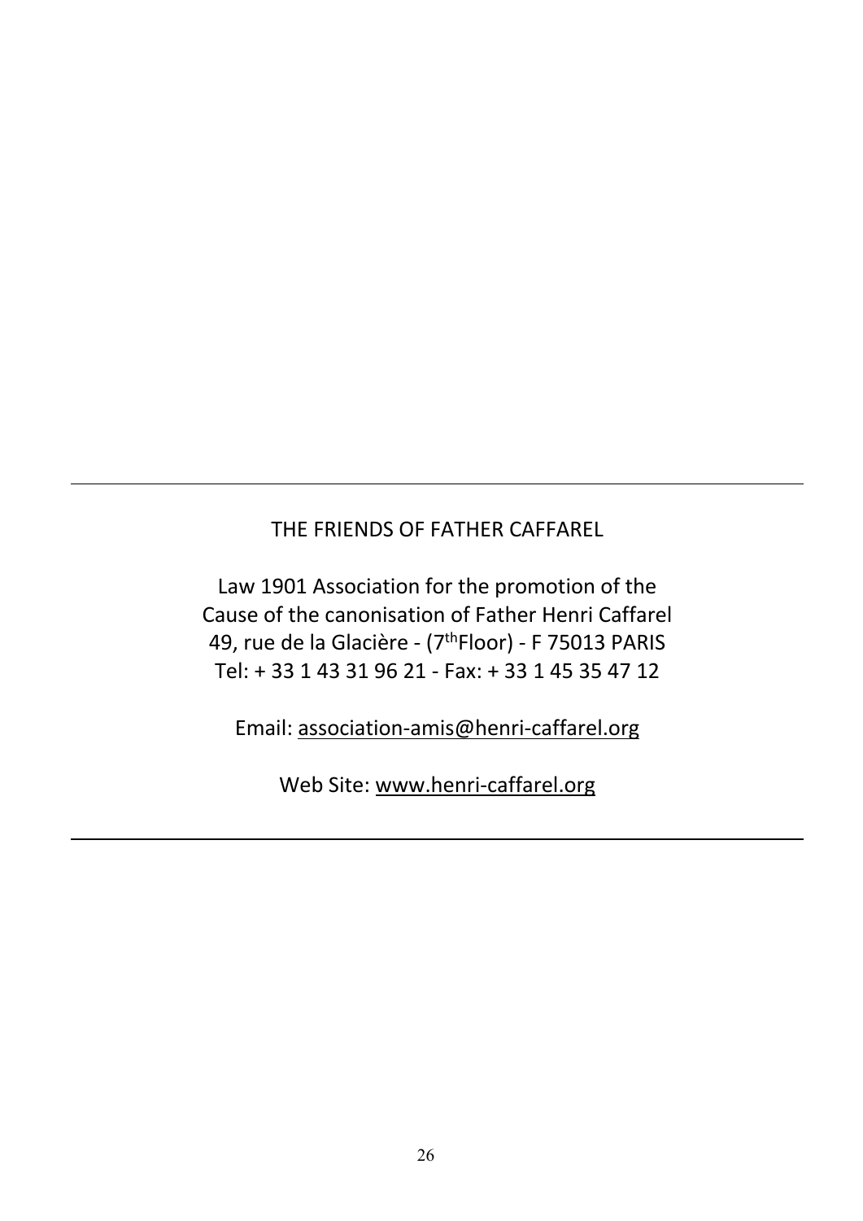---

THE FRIENDS OF FATHER CAFFAREL

Law 1901 Association for the promotion of the
Cause of the canonisation of Father Henri Caffarel
49, rue de la Glacière - (7th Floor) - F 75013 PARIS
Tel: + 33 1 43 31 96 21 - Fax: + 33 1 45 35 47 12

Email: association-amis@henri-caffarel.org

Web Site: www.henri-caffarel.org

---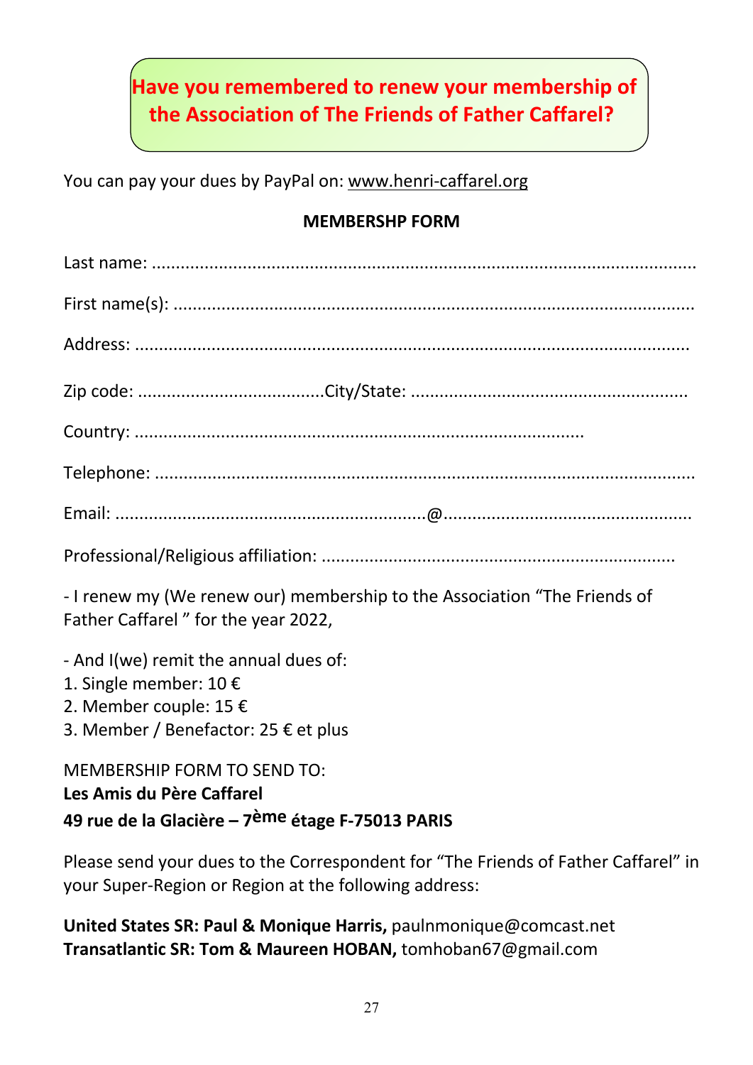**Have you remembered to renew your membership of the Association of The Friends of Father Caffarel?**

You can pay your dues by PayPal on: www.henri-caffarel.org

**MEMBERSHP FORM**

Last name: ..................................................................................................................

First name(s): ............................................................................................................

Address: ....................................................................................................................

Zip code: ......................................City/State: .........................................................

Country: ..........................................................................................

Telephone: .................................................................................................................

Email: ................................................................@....................................................

Professional/Religious affiliation: .........................................................................

- I renew my (We renew our) membership to the Association “The Friends of Father Caffarel ” for the year 2022,

- And I(we) remit the annual dues of:
1. Single member: 10 €
2. Member couple: 15 €
3. Member / Benefactor: 25 € et plus

MEMBERSHIP FORM TO SEND TO:
**Les Amis du Père Caffarel**
**49 rue de la Glacière – 7ème étage F-75013 PARIS**

Please send your dues to the Correspondent for “The Friends of Father Caffarel” in your Super-Region or Region at the following address:

**United States SR: Paul & Monique Harris,** paulnmonique@comcast.net
**Transatlantic SR: Tom & Maureen HOBAN,** tomhoban67@gmail.com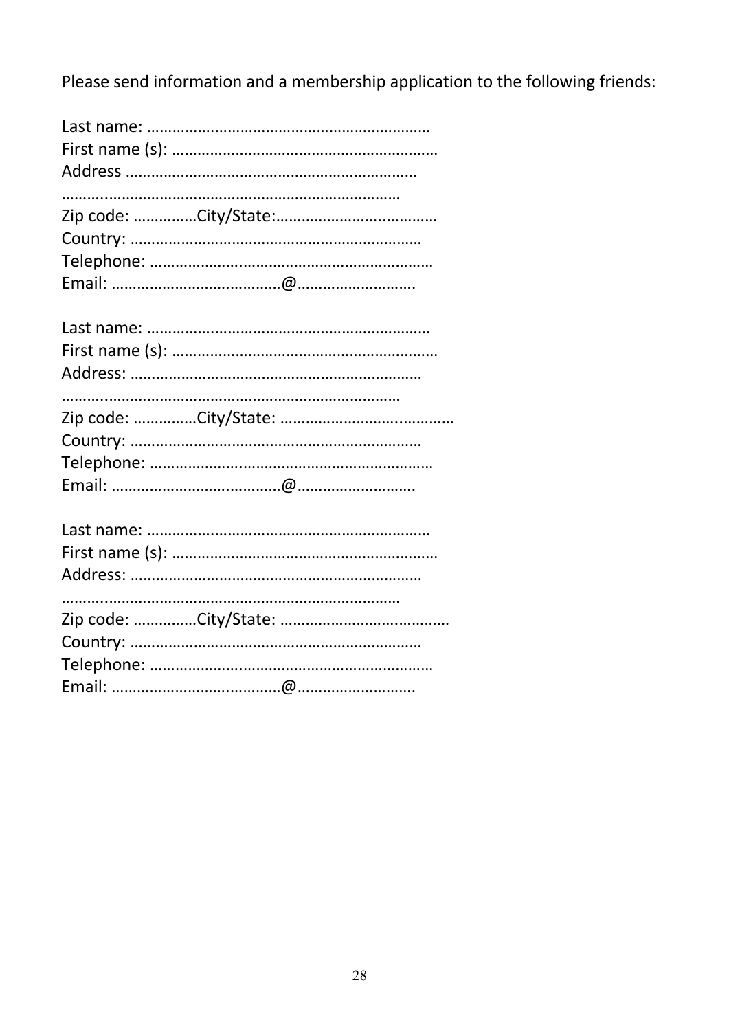Please send information and a membership application to the following friends:

Last name: ………………………………………………………….
First name (s): ……………………………………………………..
Address …………………………………………………………….
……………………………………………………………………….
Zip code: ……………City/State:…………………………………
Country: ……………………………………………………………
Telephone: …………………………………………………………
Email: …………………………………@……………………….

Last name: ………………………………………………………….
First name (s): ……………………………………………………..
Address: ……………………………………………………………
……………………………………………………………………….
Zip code: ……………City/State: ……………………………………
Country: ……………………………………………………………
Telephone: …………………………………………………………
Email: …………………………………@……………………….

Last name: ………………………………………………………….
First name (s): ……………………………………………………..
Address: ……………………………………………………………
……………………………………………………………………….
Zip code: ……………City/State: …………………………………
Country: ……………………………………………………………
Telephone: …………………………………………………………
Email: …………………………………@……………………….